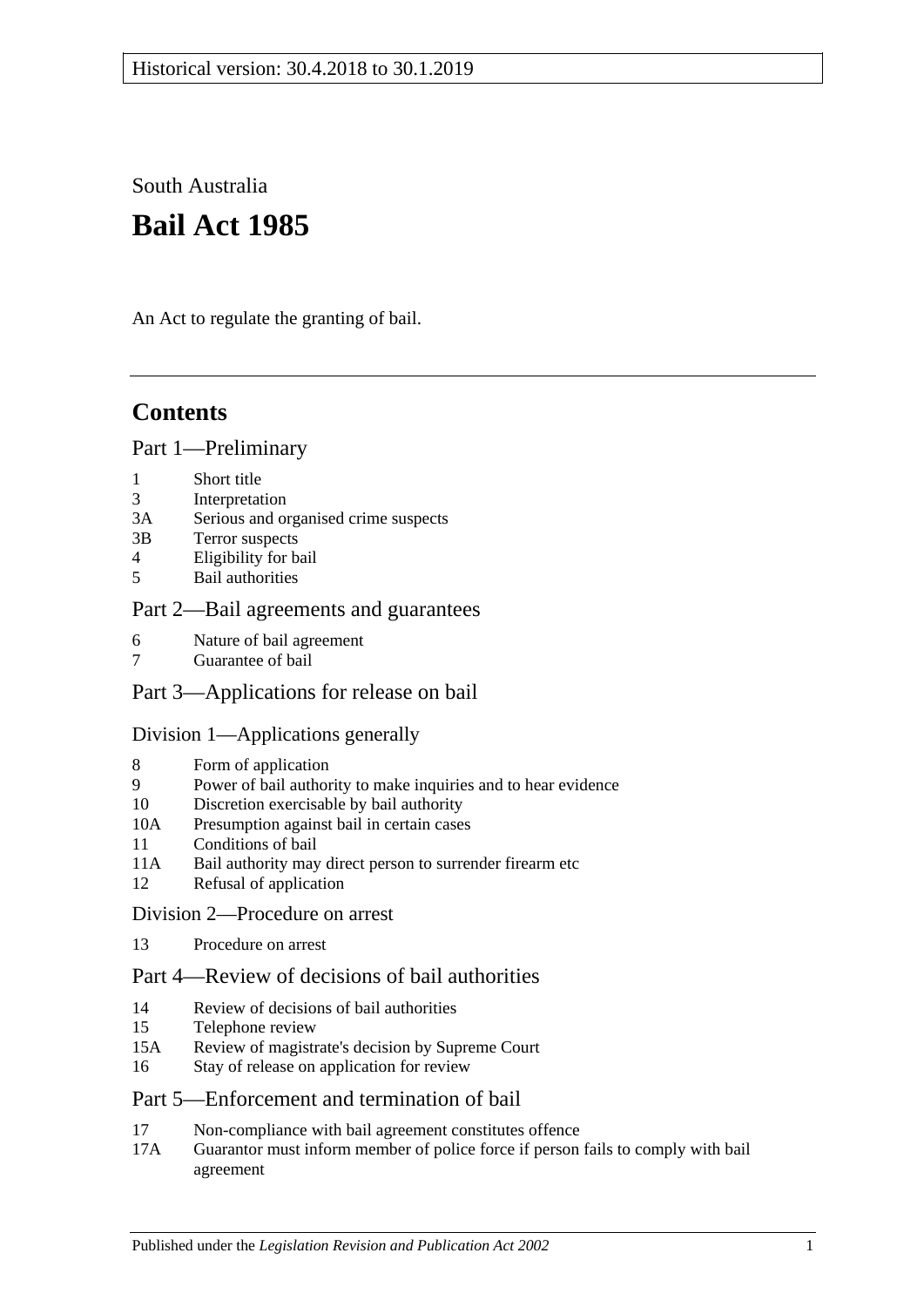Historical version: 30.4.2018 to 30.1.2019

South Australia

# Bail Act 1985

An Act to regulate the granting of bail.

## Contents

Part 1—Preliminary

1 Short title
3 Interpretation
3A Serious and organised crime suspects
3B Terror suspects
4 Eligibility for bail
5 Bail authorities

Part 2—Bail agreements and guarantees

6 Nature of bail agreement
7 Guarantee of bail

Part 3—Applications for release on bail

Division 1—Applications generally

8 Form of application
9 Power of bail authority to make inquiries and to hear evidence
10 Discretion exercisable by bail authority
10A Presumption against bail in certain cases
11 Conditions of bail
11A Bail authority may direct person to surrender firearm etc
12 Refusal of application

Division 2—Procedure on arrest

13 Procedure on arrest

Part 4—Review of decisions of bail authorities

14 Review of decisions of bail authorities
15 Telephone review
15A Review of magistrate's decision by Supreme Court
16 Stay of release on application for review

Part 5—Enforcement and termination of bail

17 Non-compliance with bail agreement constitutes offence
17A Guarantor must inform member of police force if person fails to comply with bail agreement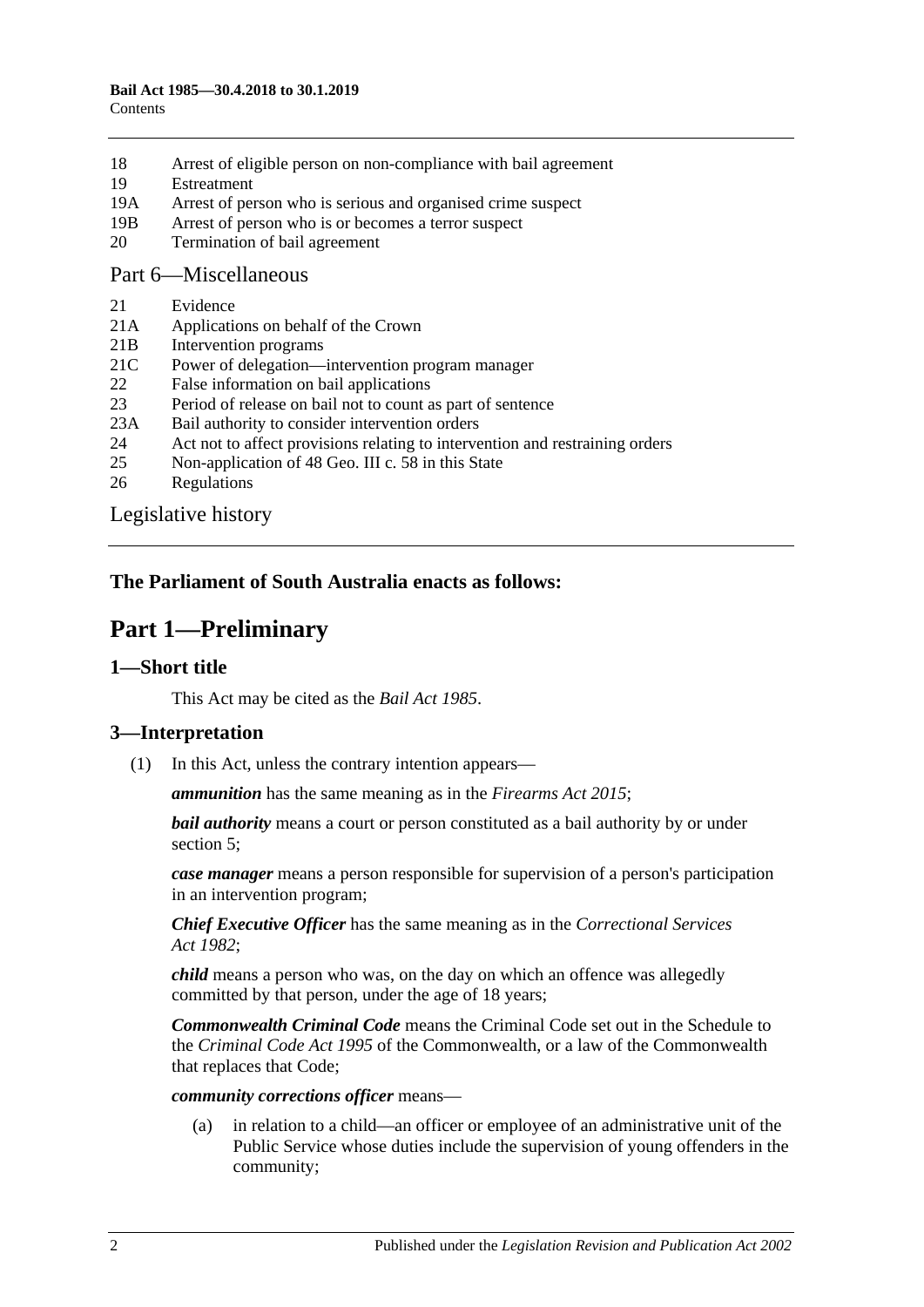18 Arrest of eligible person on non-compliance with bail agreement
19 Estreatment
19A Arrest of person who is serious and organised crime suspect
19B Arrest of person who is or becomes a terror suspect
20 Termination of bail agreement

Part 6—Miscellaneous

21 Evidence
21A Applications on behalf of the Crown
21B Intervention programs
21C Power of delegation—intervention program manager
22 False information on bail applications
23 Period of release on bail not to count as part of sentence
23A Bail authority to consider intervention orders
24 Act not to affect provisions relating to intervention and restraining orders
25 Non-application of 48 Geo. III c. 58 in this State
26 Regulations

Legislative history

**The Parliament of South Australia enacts as follows:**

# Part 1—Preliminary

## 1—Short title

This Act may be cited as the *Bail Act 1985*.

## 3—Interpretation

(1) In this Act, unless the contrary intention appears—

***ammunition*** has the same meaning as in the *Firearms Act 2015*;

***bail authority*** means a court or person constituted as a bail authority by or under section 5;

***case manager*** means a person responsible for supervision of a person's participation in an intervention program;

***Chief Executive Officer*** has the same meaning as in the *Correctional Services Act 1982*;

***child*** means a person who was, on the day on which an offence was allegedly committed by that person, under the age of 18 years;

***Commonwealth Criminal Code*** means the Criminal Code set out in the Schedule to the *Criminal Code Act 1995* of the Commonwealth, or a law of the Commonwealth that replaces that Code;

***community corrections officer*** means—

(a) in relation to a child—an officer or employee of an administrative unit of the Public Service whose duties include the supervision of young offenders in the community;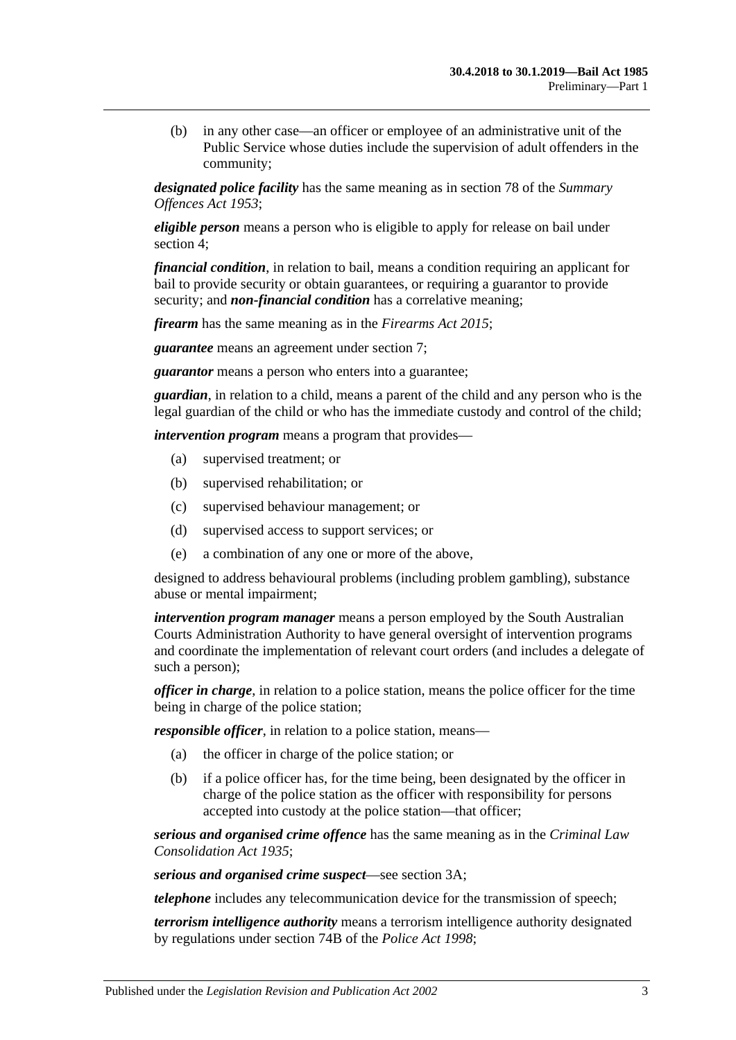(b) in any other case—an officer or employee of an administrative unit of the Public Service whose duties include the supervision of adult offenders in the community;

***designated police facility*** has the same meaning as in section 78 of the *Summary Offences Act 1953*;

***eligible person*** means a person who is eligible to apply for release on bail under section 4;

***financial condition***, in relation to bail, means a condition requiring an applicant for bail to provide security or obtain guarantees, or requiring a guarantor to provide security; and ***non-financial condition*** has a correlative meaning;

***firearm*** has the same meaning as in the *Firearms Act 2015*;

***guarantee*** means an agreement under section 7;

***guarantor*** means a person who enters into a guarantee;

***guardian***, in relation to a child, means a parent of the child and any person who is the legal guardian of the child or who has the immediate custody and control of the child;

***intervention program*** means a program that provides—

(a) supervised treatment; or

(b) supervised rehabilitation; or

(c) supervised behaviour management; or

(d) supervised access to support services; or

(e) a combination of any one or more of the above,

designed to address behavioural problems (including problem gambling), substance abuse or mental impairment;

***intervention program manager*** means a person employed by the South Australian Courts Administration Authority to have general oversight of intervention programs and coordinate the implementation of relevant court orders (and includes a delegate of such a person);

***officer in charge***, in relation to a police station, means the police officer for the time being in charge of the police station;

***responsible officer***, in relation to a police station, means—

(a) the officer in charge of the police station; or

(b) if a police officer has, for the time being, been designated by the officer in charge of the police station as the officer with responsibility for persons accepted into custody at the police station—that officer;

***serious and organised crime offence*** has the same meaning as in the *Criminal Law Consolidation Act 1935*;

***serious and organised crime suspect***—see section 3A;

***telephone*** includes any telecommunication device for the transmission of speech;

***terrorism intelligence authority*** means a terrorism intelligence authority designated by regulations under section 74B of the *Police Act 1998*;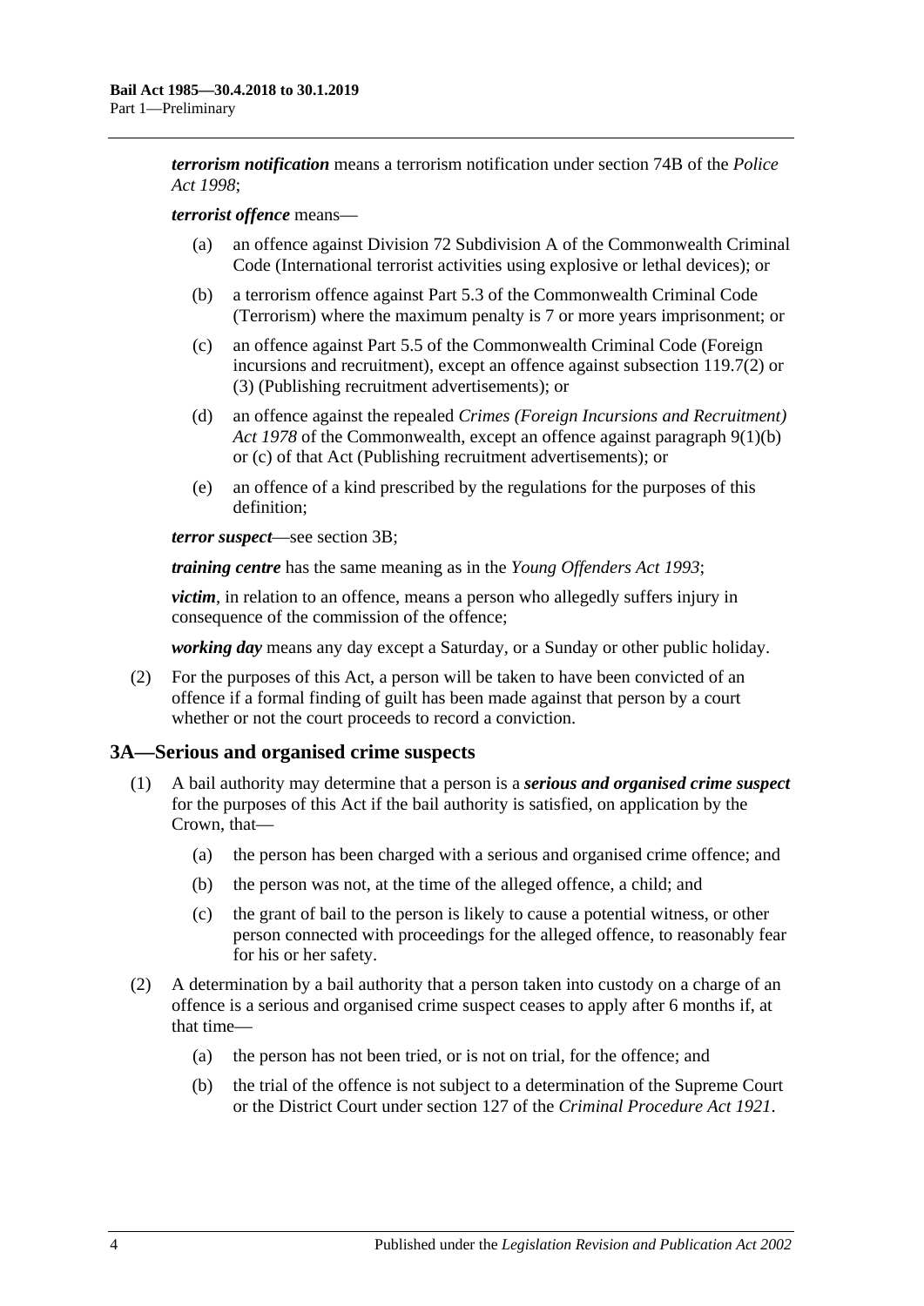***terrorism notification*** means a terrorism notification under section 74B of the *Police Act 1998*;

***terrorist offence*** means—

- (a) an offence against Division 72 Subdivision A of the Commonwealth Criminal Code (International terrorist activities using explosive or lethal devices); or
- (b) a terrorism offence against Part 5.3 of the Commonwealth Criminal Code (Terrorism) where the maximum penalty is 7 or more years imprisonment; or
- (c) an offence against Part 5.5 of the Commonwealth Criminal Code (Foreign incursions and recruitment), except an offence against subsection 119.7(2) or (3) (Publishing recruitment advertisements); or
- (d) an offence against the repealed *Crimes (Foreign Incursions and Recruitment) Act 1978* of the Commonwealth, except an offence against paragraph 9(1)(b) or (c) of that Act (Publishing recruitment advertisements); or
- (e) an offence of a kind prescribed by the regulations for the purposes of this definition;

***terror suspect***—see section 3B;

***training centre*** has the same meaning as in the *Young Offenders Act 1993*;

***victim***, in relation to an offence, means a person who allegedly suffers injury in consequence of the commission of the offence;

***working day*** means any day except a Saturday, or a Sunday or other public holiday.

(2) For the purposes of this Act, a person will be taken to have been convicted of an offence if a formal finding of guilt has been made against that person by a court whether or not the court proceeds to record a conviction.

## 3A—Serious and organised crime suspects

(1) A bail authority may determine that a person is a ***serious and organised crime suspect*** for the purposes of this Act if the bail authority is satisfied, on application by the Crown, that—

- (a) the person has been charged with a serious and organised crime offence; and
- (b) the person was not, at the time of the alleged offence, a child; and
- (c) the grant of bail to the person is likely to cause a potential witness, or other person connected with proceedings for the alleged offence, to reasonably fear for his or her safety.

(2) A determination by a bail authority that a person taken into custody on a charge of an offence is a serious and organised crime suspect ceases to apply after 6 months if, at that time—

- (a) the person has not been tried, or is not on trial, for the offence; and
- (b) the trial of the offence is not subject to a determination of the Supreme Court or the District Court under section 127 of the *Criminal Procedure Act 1921*.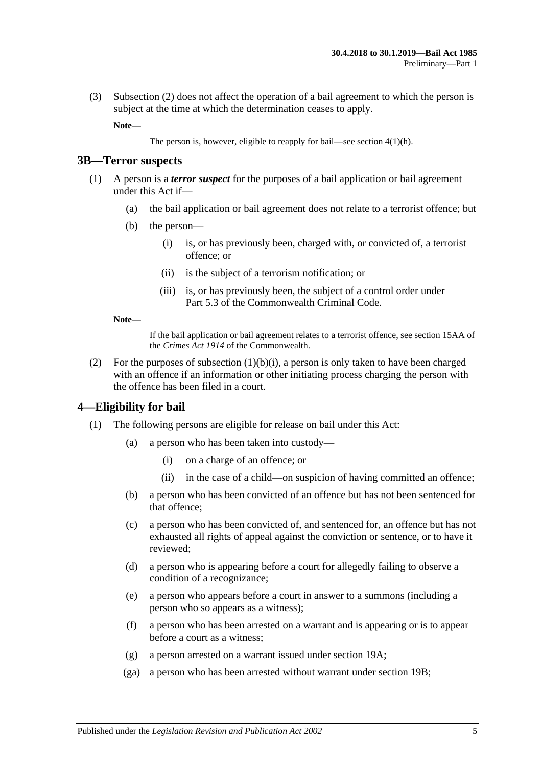(3) Subsection (2) does not affect the operation of a bail agreement to which the person is subject at the time at which the determination ceases to apply.

**Note—**

The person is, however, eligible to reapply for bail—see section 4(1)(h).

## 3B—Terror suspects

(1) A person is a ***terror suspect*** for the purposes of a bail application or bail agreement under this Act if—

- (a) the bail application or bail agreement does not relate to a terrorist offence; but
- (b) the person—
  - (i) is, or has previously been, charged with, or convicted of, a terrorist offence; or
  - (ii) is the subject of a terrorism notification; or
  - (iii) is, or has previously been, the subject of a control order under Part 5.3 of the Commonwealth Criminal Code.

**Note—**

If the bail application or bail agreement relates to a terrorist offence, see section 15AA of the *Crimes Act 1914* of the Commonwealth.

(2) For the purposes of subsection (1)(b)(i), a person is only taken to have been charged with an offence if an information or other initiating process charging the person with the offence has been filed in a court.

## 4—Eligibility for bail

(1) The following persons are eligible for release on bail under this Act:

- (a) a person who has been taken into custody—
  - (i) on a charge of an offence; or
  - (ii) in the case of a child—on suspicion of having committed an offence;
- (b) a person who has been convicted of an offence but has not been sentenced for that offence;
- (c) a person who has been convicted of, and sentenced for, an offence but has not exhausted all rights of appeal against the conviction or sentence, or to have it reviewed;
- (d) a person who is appearing before a court for allegedly failing to observe a condition of a recognizance;
- (e) a person who appears before a court in answer to a summons (including a person who so appears as a witness);
- (f) a person who has been arrested on a warrant and is appearing or is to appear before a court as a witness;
- (g) a person arrested on a warrant issued under section 19A;
- (ga) a person who has been arrested without warrant under section 19B;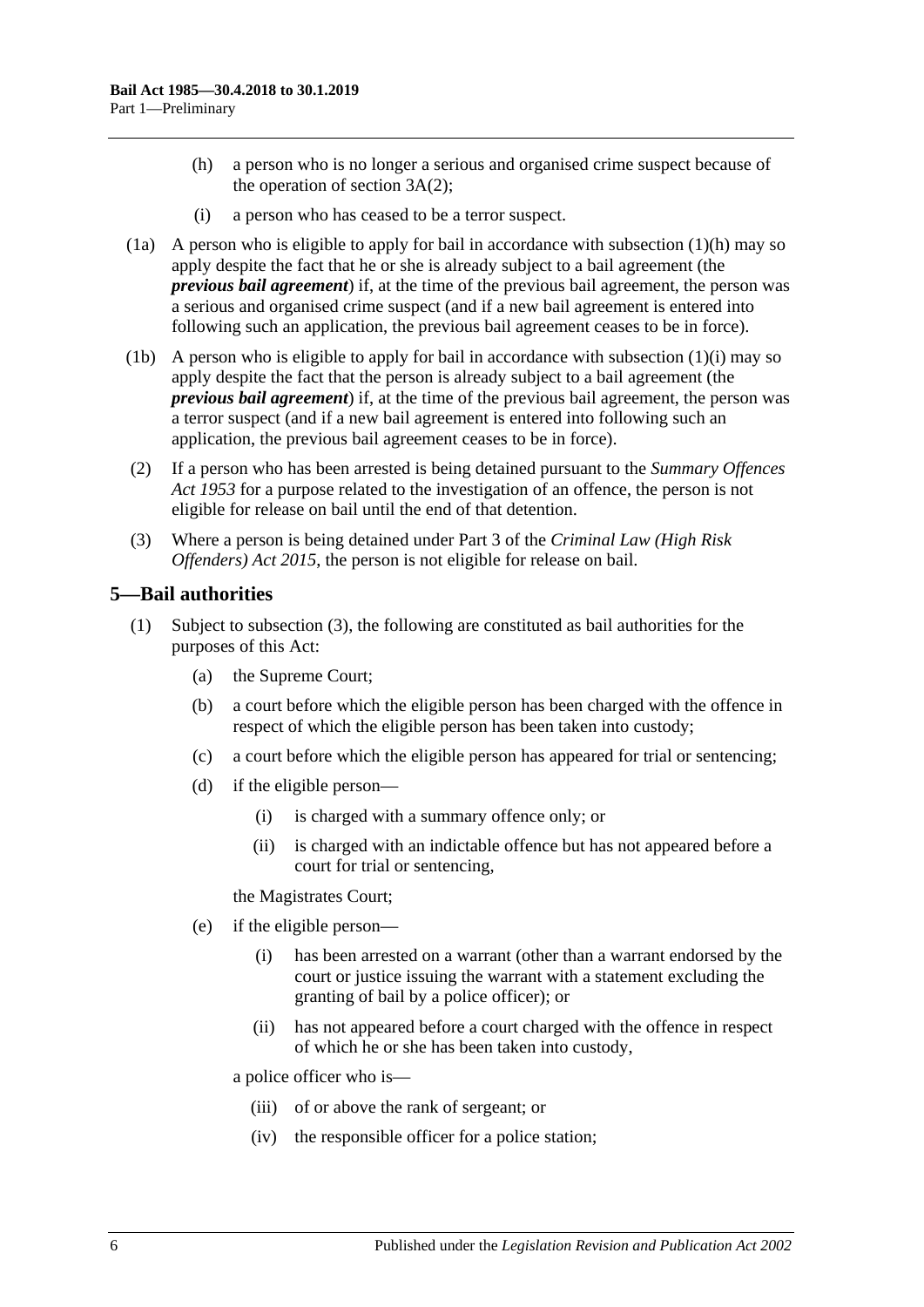(h) a person who is no longer a serious and organised crime suspect because of the operation of section 3A(2);

(i) a person who has ceased to be a terror suspect.

(1a) A person who is eligible to apply for bail in accordance with subsection (1)(h) may so apply despite the fact that he or she is already subject to a bail agreement (the ***previous bail agreement***) if, at the time of the previous bail agreement, the person was a serious and organised crime suspect (and if a new bail agreement is entered into following such an application, the previous bail agreement ceases to be in force).

(1b) A person who is eligible to apply for bail in accordance with subsection (1)(i) may so apply despite the fact that the person is already subject to a bail agreement (the ***previous bail agreement***) if, at the time of the previous bail agreement, the person was a terror suspect (and if a new bail agreement is entered into following such an application, the previous bail agreement ceases to be in force).

(2) If a person who has been arrested is being detained pursuant to the *Summary Offences Act 1953* for a purpose related to the investigation of an offence, the person is not eligible for release on bail until the end of that detention.

(3) Where a person is being detained under Part 3 of the *Criminal Law (High Risk Offenders) Act 2015*, the person is not eligible for release on bail.

## 5—Bail authorities

(1) Subject to subsection (3), the following are constituted as bail authorities for the purposes of this Act:

(a) the Supreme Court;

(b) a court before which the eligible person has been charged with the offence in respect of which the eligible person has been taken into custody;

(c) a court before which the eligible person has appeared for trial or sentencing;

(d) if the eligible person—

(i) is charged with a summary offence only; or

(ii) is charged with an indictable offence but has not appeared before a court for trial or sentencing,

the Magistrates Court;

(e) if the eligible person—

(i) has been arrested on a warrant (other than a warrant endorsed by the court or justice issuing the warrant with a statement excluding the granting of bail by a police officer); or

(ii) has not appeared before a court charged with the offence in respect of which he or she has been taken into custody,

a police officer who is—

(iii) of or above the rank of sergeant; or

(iv) the responsible officer for a police station;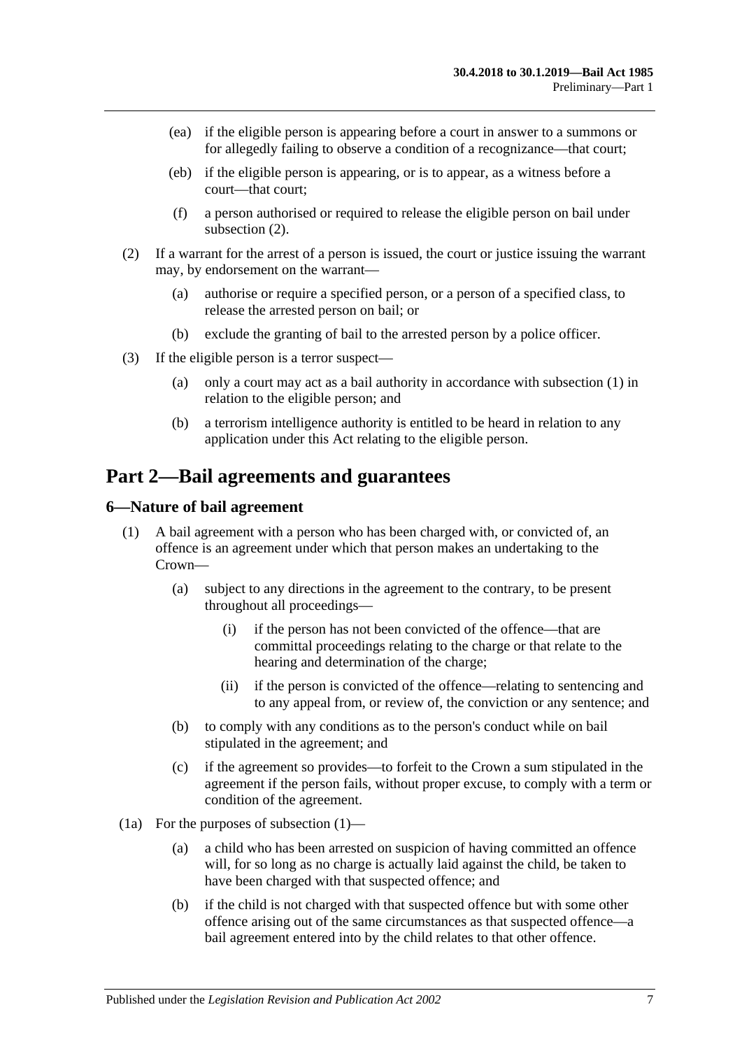(ea) if the eligible person is appearing before a court in answer to a summons or for allegedly failing to observe a condition of a recognizance—that court;

(eb) if the eligible person is appearing, or is to appear, as a witness before a court—that court;

(f) a person authorised or required to release the eligible person on bail under subsection (2).

(2) If a warrant for the arrest of a person is issued, the court or justice issuing the warrant may, by endorsement on the warrant—

(a) authorise or require a specified person, or a person of a specified class, to release the arrested person on bail; or

(b) exclude the granting of bail to the arrested person by a police officer.

(3) If the eligible person is a terror suspect—

(a) only a court may act as a bail authority in accordance with subsection (1) in relation to the eligible person; and

(b) a terrorism intelligence authority is entitled to be heard in relation to any application under this Act relating to the eligible person.

# Part 2—Bail agreements and guarantees

## 6—Nature of bail agreement

(1) A bail agreement with a person who has been charged with, or convicted of, an offence is an agreement under which that person makes an undertaking to the Crown—

(a) subject to any directions in the agreement to the contrary, to be present throughout all proceedings—

(i) if the person has not been convicted of the offence—that are committal proceedings relating to the charge or that relate to the hearing and determination of the charge;

(ii) if the person is convicted of the offence—relating to sentencing and to any appeal from, or review of, the conviction or any sentence; and

(b) to comply with any conditions as to the person's conduct while on bail stipulated in the agreement; and

(c) if the agreement so provides—to forfeit to the Crown a sum stipulated in the agreement if the person fails, without proper excuse, to comply with a term or condition of the agreement.

(1a) For the purposes of subsection (1)—

(a) a child who has been arrested on suspicion of having committed an offence will, for so long as no charge is actually laid against the child, be taken to have been charged with that suspected offence; and

(b) if the child is not charged with that suspected offence but with some other offence arising out of the same circumstances as that suspected offence—a bail agreement entered into by the child relates to that other offence.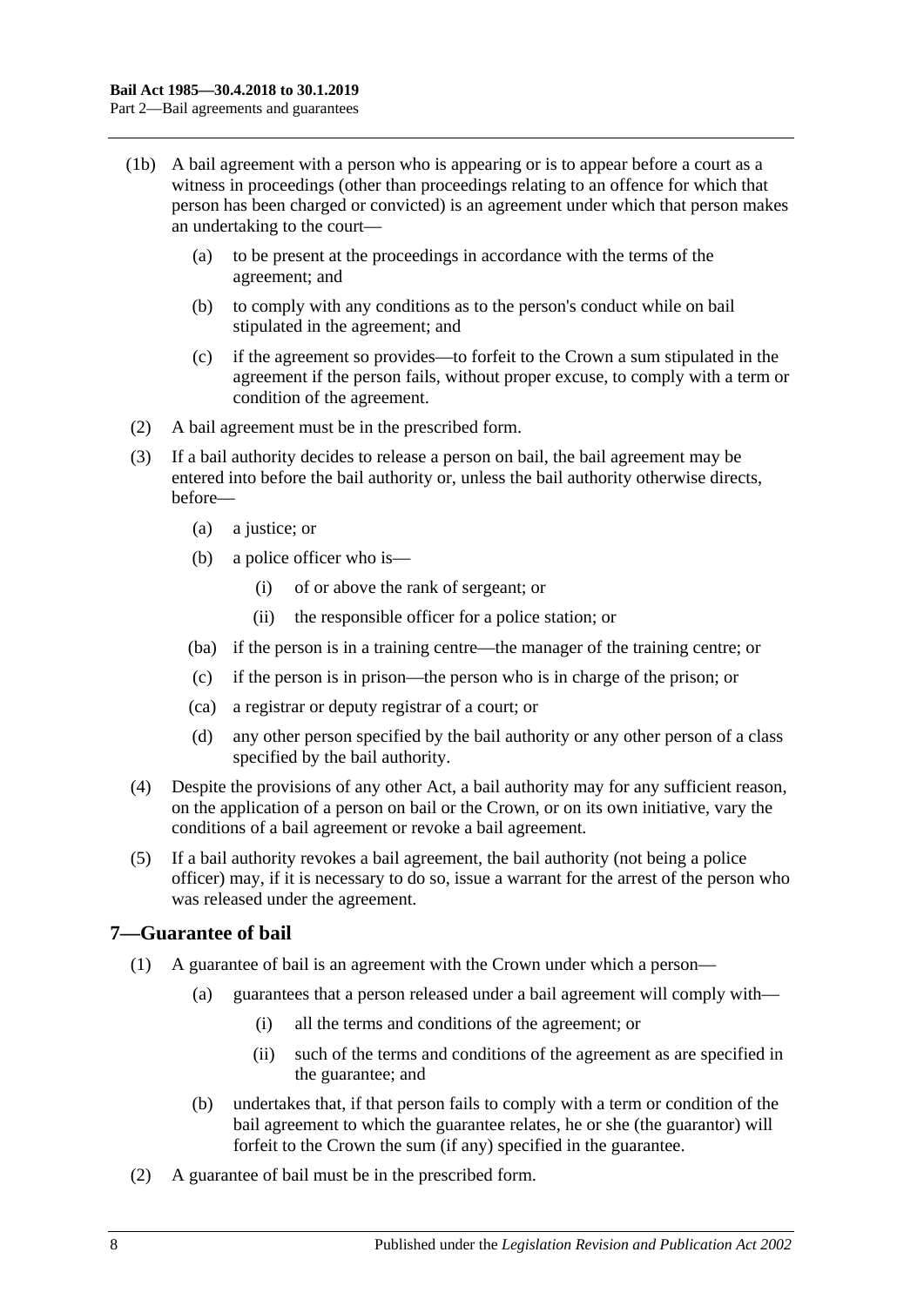(1b) A bail agreement with a person who is appearing or is to appear before a court as a witness in proceedings (other than proceedings relating to an offence for which that person has been charged or convicted) is an agreement under which that person makes an undertaking to the court—

  (a) to be present at the proceedings in accordance with the terms of the agreement; and

  (b) to comply with any conditions as to the person's conduct while on bail stipulated in the agreement; and

  (c) if the agreement so provides—to forfeit to the Crown a sum stipulated in the agreement if the person fails, without proper excuse, to comply with a term or condition of the agreement.

(2) A bail agreement must be in the prescribed form.

(3) If a bail authority decides to release a person on bail, the bail agreement may be entered into before the bail authority or, unless the bail authority otherwise directs, before—

  (a) a justice; or

  (b) a police officer who is—

    (i) of or above the rank of sergeant; or

    (ii) the responsible officer for a police station; or

  (ba) if the person is in a training centre—the manager of the training centre; or

  (c) if the person is in prison—the person who is in charge of the prison; or

  (ca) a registrar or deputy registrar of a court; or

  (d) any other person specified by the bail authority or any other person of a class specified by the bail authority.

(4) Despite the provisions of any other Act, a bail authority may for any sufficient reason, on the application of a person on bail or the Crown, or on its own initiative, vary the conditions of a bail agreement or revoke a bail agreement.

(5) If a bail authority revokes a bail agreement, the bail authority (not being a police officer) may, if it is necessary to do so, issue a warrant for the arrest of the person who was released under the agreement.

## 7—Guarantee of bail

(1) A guarantee of bail is an agreement with the Crown under which a person—

  (a) guarantees that a person released under a bail agreement will comply with—

    (i) all the terms and conditions of the agreement; or

    (ii) such of the terms and conditions of the agreement as are specified in the guarantee; and

  (b) undertakes that, if that person fails to comply with a term or condition of the bail agreement to which the guarantee relates, he or she (the guarantor) will forfeit to the Crown the sum (if any) specified in the guarantee.

(2) A guarantee of bail must be in the prescribed form.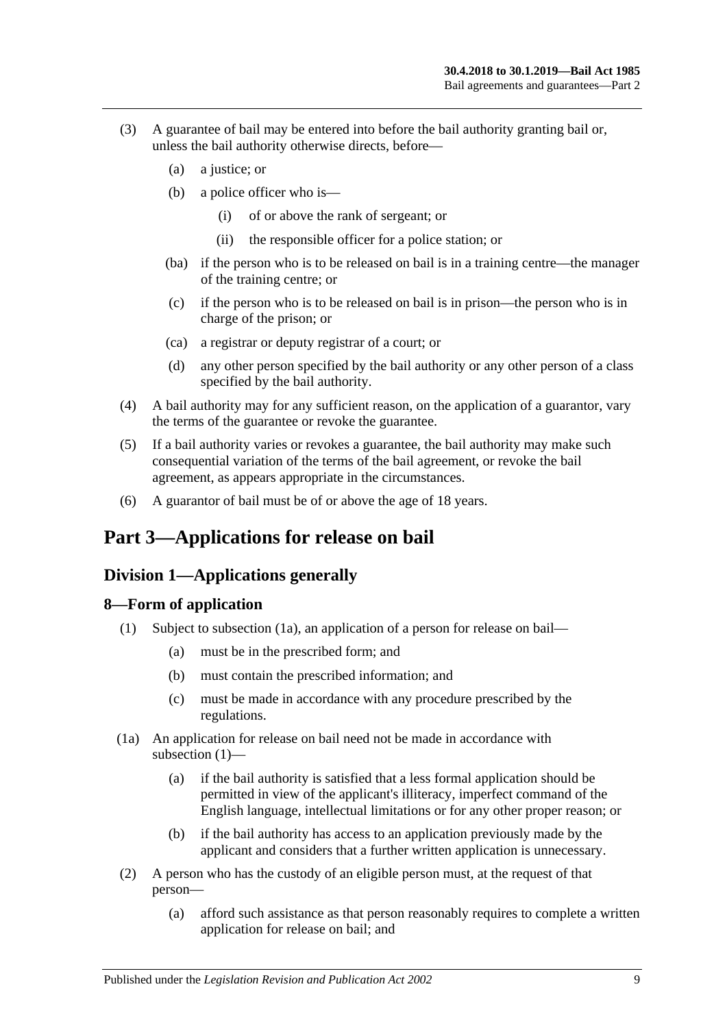(3) A guarantee of bail may be entered into before the bail authority granting bail or, unless the bail authority otherwise directs, before—

- (a) a justice; or
- (b) a police officer who is—
  - (i) of or above the rank of sergeant; or
  - (ii) the responsible officer for a police station; or
- (ba) if the person who is to be released on bail is in a training centre—the manager of the training centre; or
- (c) if the person who is to be released on bail is in prison—the person who is in charge of the prison; or
- (ca) a registrar or deputy registrar of a court; or
- (d) any other person specified by the bail authority or any other person of a class specified by the bail authority.

(4) A bail authority may for any sufficient reason, on the application of a guarantor, vary the terms of the guarantee or revoke the guarantee.

(5) If a bail authority varies or revokes a guarantee, the bail authority may make such consequential variation of the terms of the bail agreement, or revoke the bail agreement, as appears appropriate in the circumstances.

(6) A guarantor of bail must be of or above the age of 18 years.

# Part 3—Applications for release on bail

## Division 1—Applications generally

### 8—Form of application

(1) Subject to subsection (1a), an application of a person for release on bail—

- (a) must be in the prescribed form; and
- (b) must contain the prescribed information; and
- (c) must be made in accordance with any procedure prescribed by the regulations.

(1a) An application for release on bail need not be made in accordance with subsection (1)—

- (a) if the bail authority is satisfied that a less formal application should be permitted in view of the applicant's illiteracy, imperfect command of the English language, intellectual limitations or for any other proper reason; or
- (b) if the bail authority has access to an application previously made by the applicant and considers that a further written application is unnecessary.

(2) A person who has the custody of an eligible person must, at the request of that person—

- (a) afford such assistance as that person reasonably requires to complete a written application for release on bail; and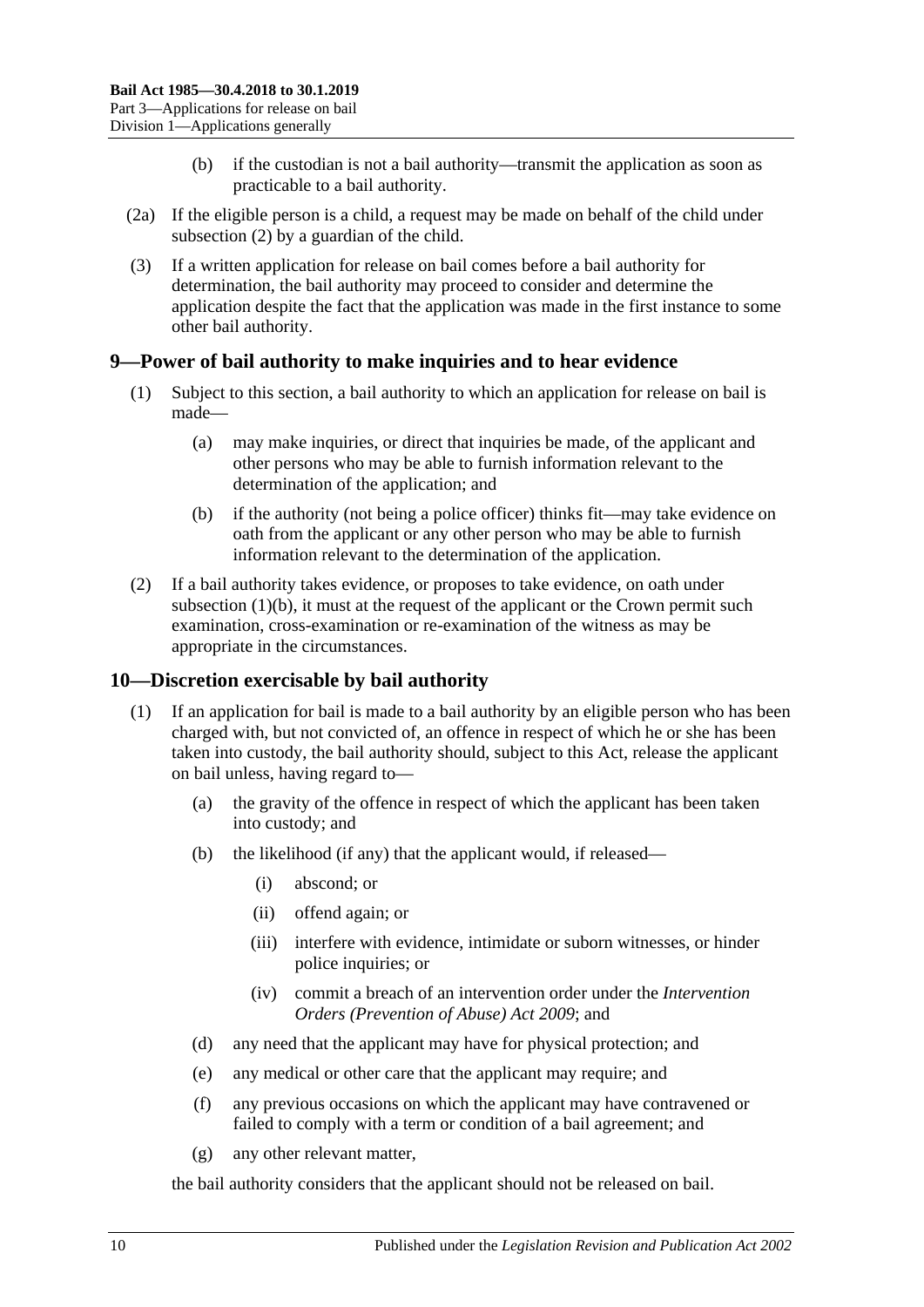(b) if the custodian is not a bail authority—transmit the application as soon as practicable to a bail authority.

(2a) If the eligible person is a child, a request may be made on behalf of the child under subsection (2) by a guardian of the child.

(3) If a written application for release on bail comes before a bail authority for determination, the bail authority may proceed to consider and determine the application despite the fact that the application was made in the first instance to some other bail authority.

## 9—Power of bail authority to make inquiries and to hear evidence

(1) Subject to this section, a bail authority to which an application for release on bail is made—

(a) may make inquiries, or direct that inquiries be made, of the applicant and other persons who may be able to furnish information relevant to the determination of the application; and

(b) if the authority (not being a police officer) thinks fit—may take evidence on oath from the applicant or any other person who may be able to furnish information relevant to the determination of the application.

(2) If a bail authority takes evidence, or proposes to take evidence, on oath under subsection (1)(b), it must at the request of the applicant or the Crown permit such examination, cross-examination or re-examination of the witness as may be appropriate in the circumstances.

## 10—Discretion exercisable by bail authority

(1) If an application for bail is made to a bail authority by an eligible person who has been charged with, but not convicted of, an offence in respect of which he or she has been taken into custody, the bail authority should, subject to this Act, release the applicant on bail unless, having regard to—

(a) the gravity of the offence in respect of which the applicant has been taken into custody; and

(b) the likelihood (if any) that the applicant would, if released—

(i) abscond; or

(ii) offend again; or

(iii) interfere with evidence, intimidate or suborn witnesses, or hinder police inquiries; or

(iv) commit a breach of an intervention order under the *Intervention Orders (Prevention of Abuse) Act 2009*; and

(d) any need that the applicant may have for physical protection; and

(e) any medical or other care that the applicant may require; and

(f) any previous occasions on which the applicant may have contravened or failed to comply with a term or condition of a bail agreement; and

(g) any other relevant matter,

the bail authority considers that the applicant should not be released on bail.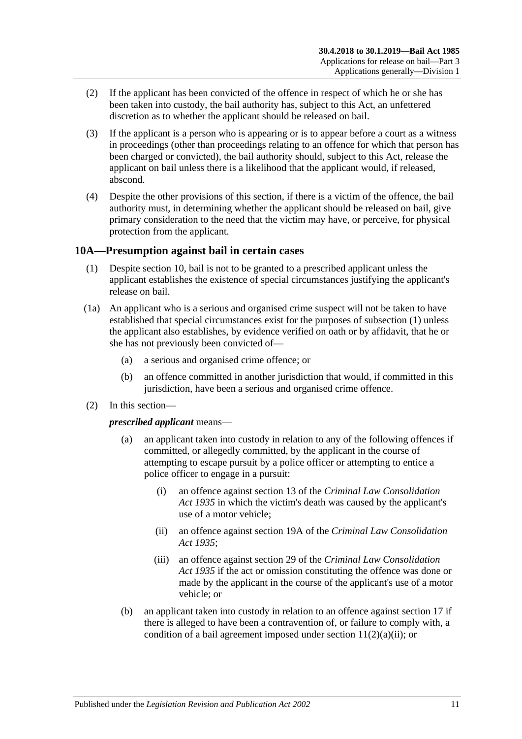(2) If the applicant has been convicted of the offence in respect of which he or she has been taken into custody, the bail authority has, subject to this Act, an unfettered discretion as to whether the applicant should be released on bail.

(3) If the applicant is a person who is appearing or is to appear before a court as a witness in proceedings (other than proceedings relating to an offence for which that person has been charged or convicted), the bail authority should, subject to this Act, release the applicant on bail unless there is a likelihood that the applicant would, if released, abscond.

(4) Despite the other provisions of this section, if there is a victim of the offence, the bail authority must, in determining whether the applicant should be released on bail, give primary consideration to the need that the victim may have, or perceive, for physical protection from the applicant.

## 10A—Presumption against bail in certain cases

(1) Despite section 10, bail is not to be granted to a prescribed applicant unless the applicant establishes the existence of special circumstances justifying the applicant's release on bail.

(1a) An applicant who is a serious and organised crime suspect will not be taken to have established that special circumstances exist for the purposes of subsection (1) unless the applicant also establishes, by evidence verified on oath or by affidavit, that he or she has not previously been convicted of—

- (a) a serious and organised crime offence; or
- (b) an offence committed in another jurisdiction that would, if committed in this jurisdiction, have been a serious and organised crime offence.

(2) In this section—

***prescribed applicant*** means—

- (a) an applicant taken into custody in relation to any of the following offences if committed, or allegedly committed, by the applicant in the course of attempting to escape pursuit by a police officer or attempting to entice a police officer to engage in a pursuit:
  - (i) an offence against section 13 of the *Criminal Law Consolidation Act 1935* in which the victim's death was caused by the applicant's use of a motor vehicle;
  - (ii) an offence against section 19A of the *Criminal Law Consolidation Act 1935*;
  - (iii) an offence against section 29 of the *Criminal Law Consolidation Act 1935* if the act or omission constituting the offence was done or made by the applicant in the course of the applicant's use of a motor vehicle; or
- (b) an applicant taken into custody in relation to an offence against section 17 if there is alleged to have been a contravention of, or failure to comply with, a condition of a bail agreement imposed under section 11(2)(a)(ii); or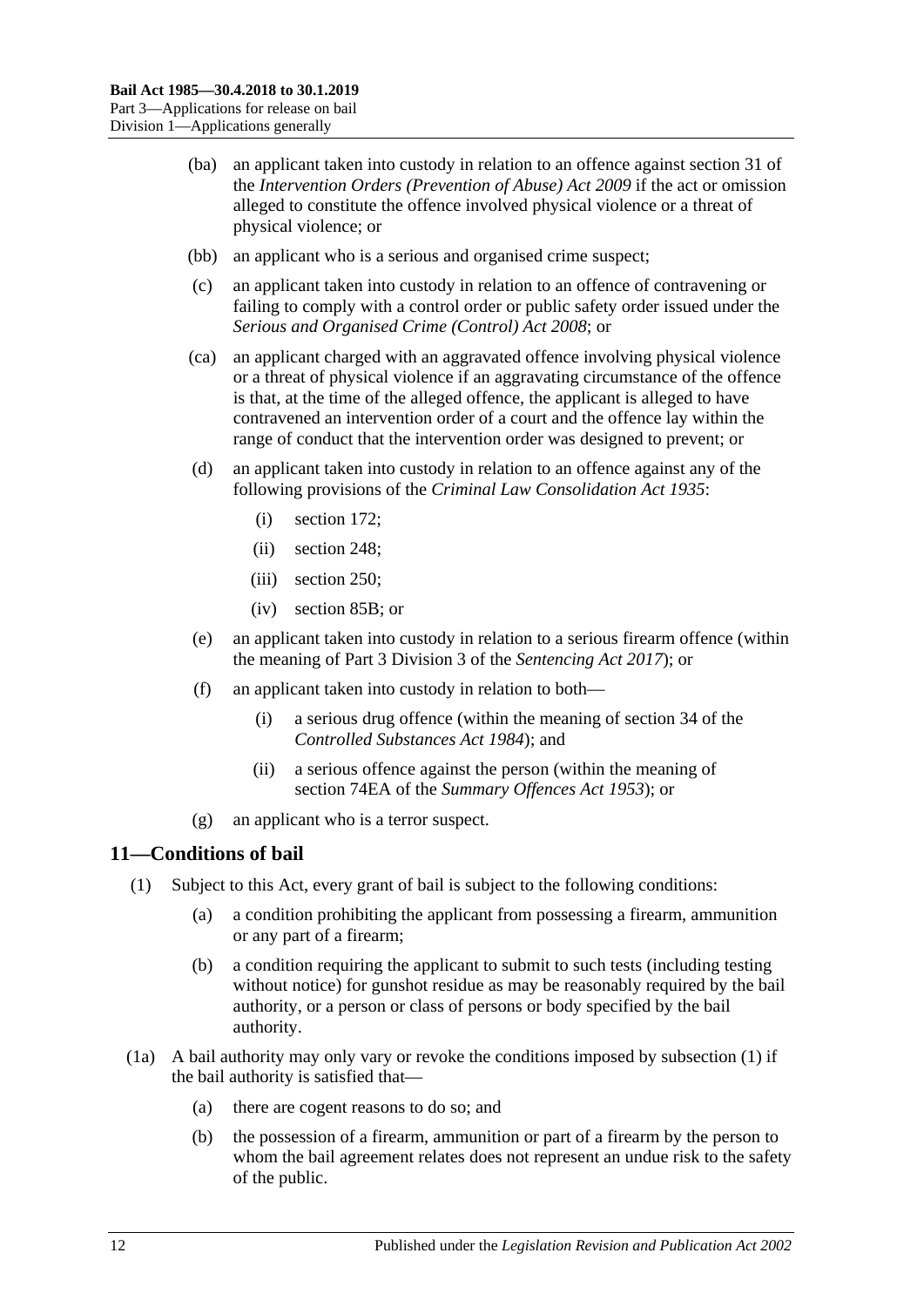(ba) an applicant taken into custody in relation to an offence against section 31 of the *Intervention Orders (Prevention of Abuse) Act 2009* if the act or omission alleged to constitute the offence involved physical violence or a threat of physical violence; or

(bb) an applicant who is a serious and organised crime suspect;

(c) an applicant taken into custody in relation to an offence of contravening or failing to comply with a control order or public safety order issued under the *Serious and Organised Crime (Control) Act 2008*; or

(ca) an applicant charged with an aggravated offence involving physical violence or a threat of physical violence if an aggravating circumstance of the offence is that, at the time of the alleged offence, the applicant is alleged to have contravened an intervention order of a court and the offence lay within the range of conduct that the intervention order was designed to prevent; or

(d) an applicant taken into custody in relation to an offence against any of the following provisions of the *Criminal Law Consolidation Act 1935*:

(i) section 172;

(ii) section 248;

(iii) section 250;

(iv) section 85B; or

(e) an applicant taken into custody in relation to a serious firearm offence (within the meaning of Part 3 Division 3 of the *Sentencing Act 2017*); or

(f) an applicant taken into custody in relation to both—

(i) a serious drug offence (within the meaning of section 34 of the *Controlled Substances Act 1984*); and

(ii) a serious offence against the person (within the meaning of section 74EA of the *Summary Offences Act 1953*); or

(g) an applicant who is a terror suspect.

## 11—Conditions of bail

(1) Subject to this Act, every grant of bail is subject to the following conditions:

(a) a condition prohibiting the applicant from possessing a firearm, ammunition or any part of a firearm;

(b) a condition requiring the applicant to submit to such tests (including testing without notice) for gunshot residue as may be reasonably required by the bail authority, or a person or class of persons or body specified by the bail authority.

(1a) A bail authority may only vary or revoke the conditions imposed by subsection (1) if the bail authority is satisfied that—

(a) there are cogent reasons to do so; and

(b) the possession of a firearm, ammunition or part of a firearm by the person to whom the bail agreement relates does not represent an undue risk to the safety of the public.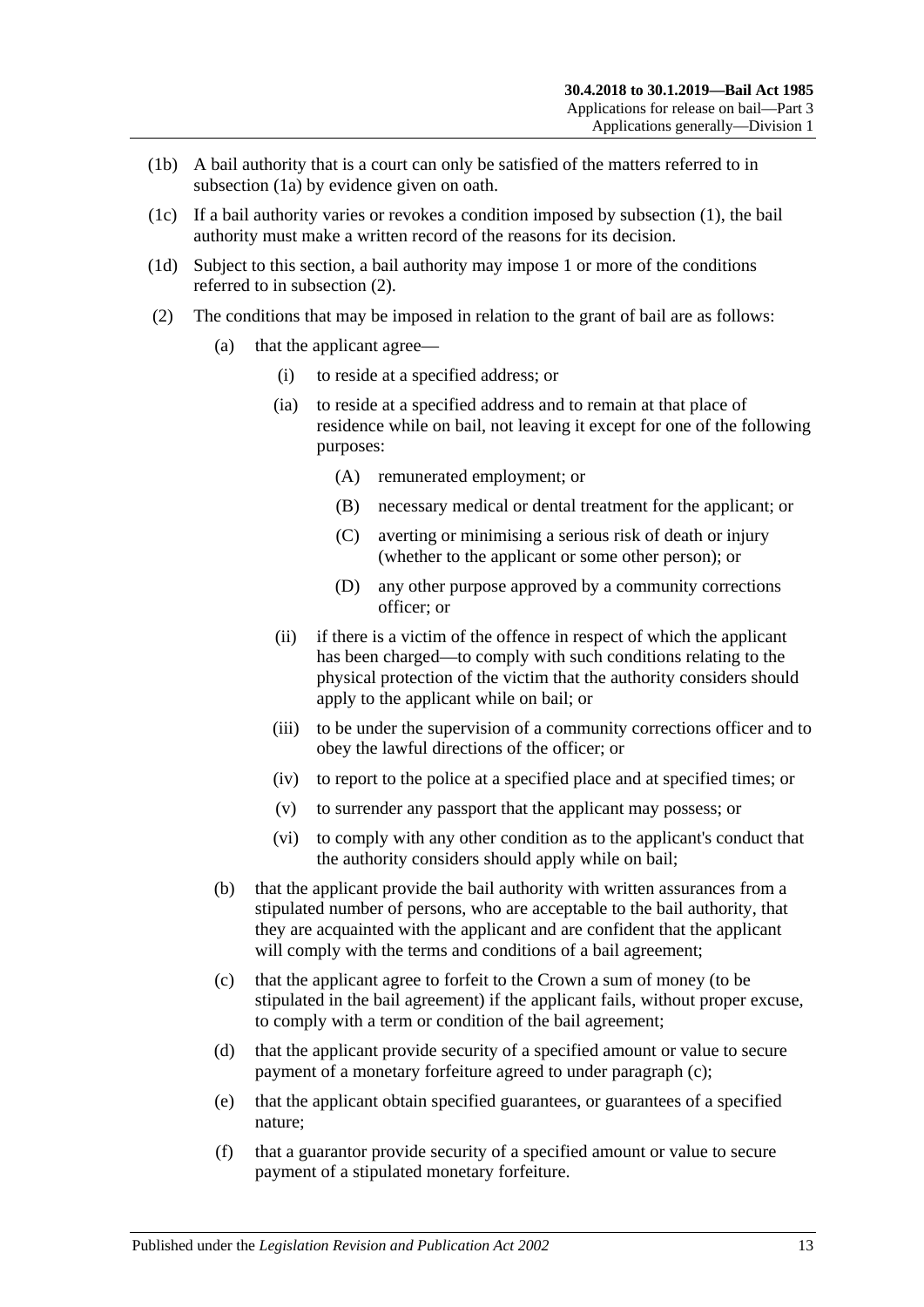(1b) A bail authority that is a court can only be satisfied of the matters referred to in subsection (1a) by evidence given on oath.

(1c) If a bail authority varies or revokes a condition imposed by subsection (1), the bail authority must make a written record of the reasons for its decision.

(1d) Subject to this section, a bail authority may impose 1 or more of the conditions referred to in subsection (2).

(2) The conditions that may be imposed in relation to the grant of bail are as follows:

(a) that the applicant agree—

(i) to reside at a specified address; or

(ia) to reside at a specified address and to remain at that place of residence while on bail, not leaving it except for one of the following purposes:

(A) remunerated employment; or

(B) necessary medical or dental treatment for the applicant; or

(C) averting or minimising a serious risk of death or injury (whether to the applicant or some other person); or

(D) any other purpose approved by a community corrections officer; or

(ii) if there is a victim of the offence in respect of which the applicant has been charged—to comply with such conditions relating to the physical protection of the victim that the authority considers should apply to the applicant while on bail; or

(iii) to be under the supervision of a community corrections officer and to obey the lawful directions of the officer; or

(iv) to report to the police at a specified place and at specified times; or

(v) to surrender any passport that the applicant may possess; or

(vi) to comply with any other condition as to the applicant's conduct that the authority considers should apply while on bail;

(b) that the applicant provide the bail authority with written assurances from a stipulated number of persons, who are acceptable to the bail authority, that they are acquainted with the applicant and are confident that the applicant will comply with the terms and conditions of a bail agreement;

(c) that the applicant agree to forfeit to the Crown a sum of money (to be stipulated in the bail agreement) if the applicant fails, without proper excuse, to comply with a term or condition of the bail agreement;

(d) that the applicant provide security of a specified amount or value to secure payment of a monetary forfeiture agreed to under paragraph (c);

(e) that the applicant obtain specified guarantees, or guarantees of a specified nature;

(f) that a guarantor provide security of a specified amount or value to secure payment of a stipulated monetary forfeiture.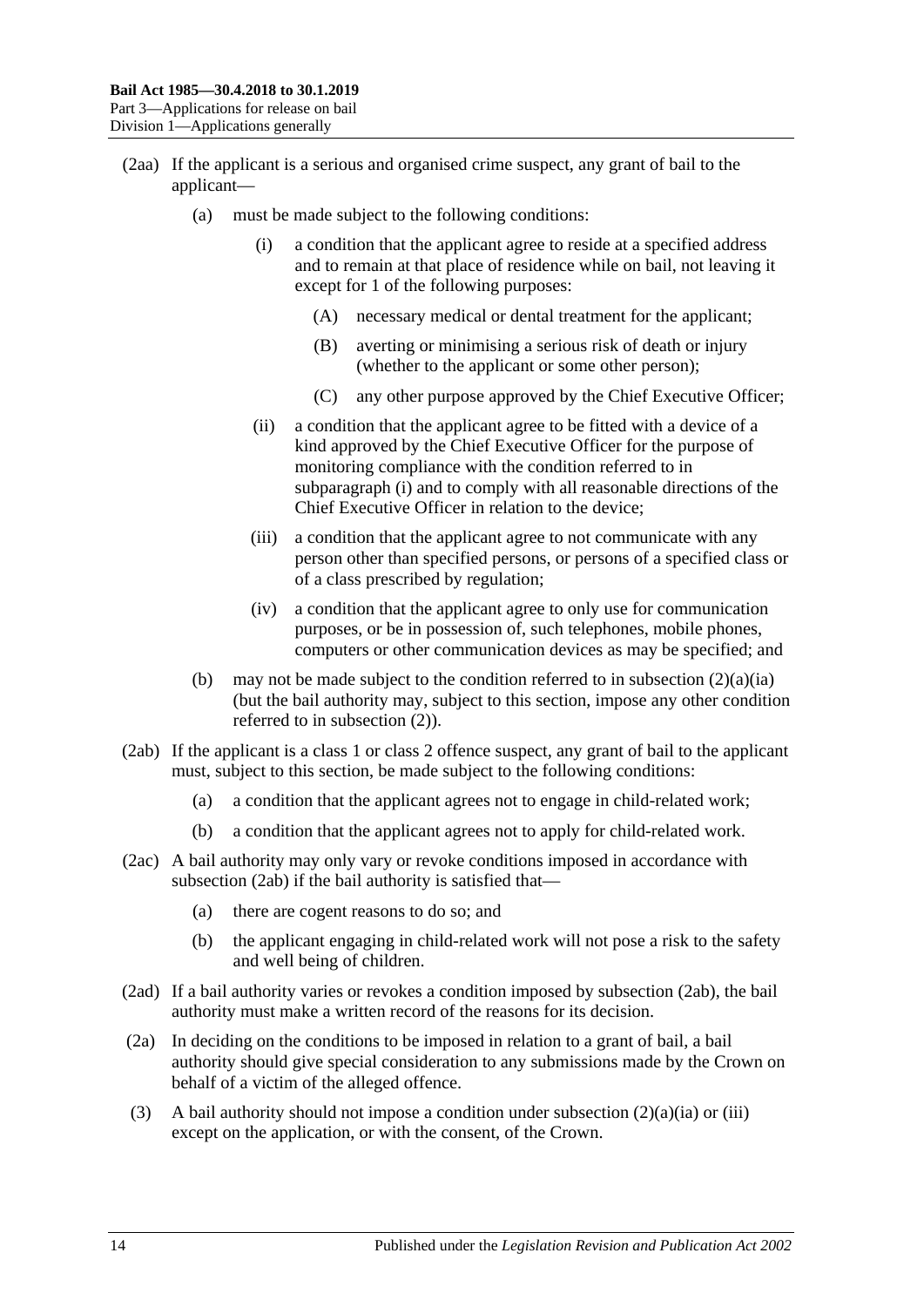(2aa) If the applicant is a serious and organised crime suspect, any grant of bail to the applicant—

(a) must be made subject to the following conditions:

(i) a condition that the applicant agree to reside at a specified address and to remain at that place of residence while on bail, not leaving it except for 1 of the following purposes:

(A) necessary medical or dental treatment for the applicant;

(B) averting or minimising a serious risk of death or injury (whether to the applicant or some other person);

(C) any other purpose approved by the Chief Executive Officer;

(ii) a condition that the applicant agree to be fitted with a device of a kind approved by the Chief Executive Officer for the purpose of monitoring compliance with the condition referred to in subparagraph (i) and to comply with all reasonable directions of the Chief Executive Officer in relation to the device;

(iii) a condition that the applicant agree to not communicate with any person other than specified persons, or persons of a specified class or of a class prescribed by regulation;

(iv) a condition that the applicant agree to only use for communication purposes, or be in possession of, such telephones, mobile phones, computers or other communication devices as may be specified; and

(b) may not be made subject to the condition referred to in subsection (2)(a)(ia) (but the bail authority may, subject to this section, impose any other condition referred to in subsection (2)).

(2ab) If the applicant is a class 1 or class 2 offence suspect, any grant of bail to the applicant must, subject to this section, be made subject to the following conditions:

(a) a condition that the applicant agrees not to engage in child-related work;

(b) a condition that the applicant agrees not to apply for child-related work.

(2ac) A bail authority may only vary or revoke conditions imposed in accordance with subsection (2ab) if the bail authority is satisfied that—

(a) there are cogent reasons to do so; and

(b) the applicant engaging in child-related work will not pose a risk to the safety and well being of children.

(2ad) If a bail authority varies or revokes a condition imposed by subsection (2ab), the bail authority must make a written record of the reasons for its decision.

(2a) In deciding on the conditions to be imposed in relation to a grant of bail, a bail authority should give special consideration to any submissions made by the Crown on behalf of a victim of the alleged offence.

(3) A bail authority should not impose a condition under subsection (2)(a)(ia) or (iii) except on the application, or with the consent, of the Crown.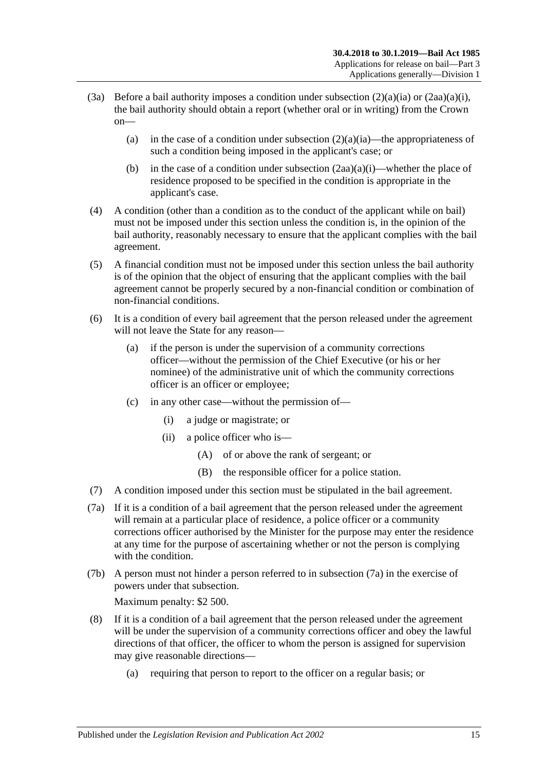(3a) Before a bail authority imposes a condition under subsection (2)(a)(ia) or (2aa)(a)(i), the bail authority should obtain a report (whether oral or in writing) from the Crown on—

(a) in the case of a condition under subsection (2)(a)(ia)—the appropriateness of such a condition being imposed in the applicant's case; or

(b) in the case of a condition under subsection (2aa)(a)(i)—whether the place of residence proposed to be specified in the condition is appropriate in the applicant's case.

(4) A condition (other than a condition as to the conduct of the applicant while on bail) must not be imposed under this section unless the condition is, in the opinion of the bail authority, reasonably necessary to ensure that the applicant complies with the bail agreement.

(5) A financial condition must not be imposed under this section unless the bail authority is of the opinion that the object of ensuring that the applicant complies with the bail agreement cannot be properly secured by a non-financial condition or combination of non-financial conditions.

(6) It is a condition of every bail agreement that the person released under the agreement will not leave the State for any reason—

(a) if the person is under the supervision of a community corrections officer—without the permission of the Chief Executive (or his or her nominee) of the administrative unit of which the community corrections officer is an officer or employee;

(c) in any other case—without the permission of—

(i) a judge or magistrate; or

(ii) a police officer who is—

(A) of or above the rank of sergeant; or

(B) the responsible officer for a police station.

(7) A condition imposed under this section must be stipulated in the bail agreement.

(7a) If it is a condition of a bail agreement that the person released under the agreement will remain at a particular place of residence, a police officer or a community corrections officer authorised by the Minister for the purpose may enter the residence at any time for the purpose of ascertaining whether or not the person is complying with the condition.

(7b) A person must not hinder a person referred to in subsection (7a) in the exercise of powers under that subsection.

Maximum penalty: $2 500.

(8) If it is a condition of a bail agreement that the person released under the agreement will be under the supervision of a community corrections officer and obey the lawful directions of that officer, the officer to whom the person is assigned for supervision may give reasonable directions—

(a) requiring that person to report to the officer on a regular basis; or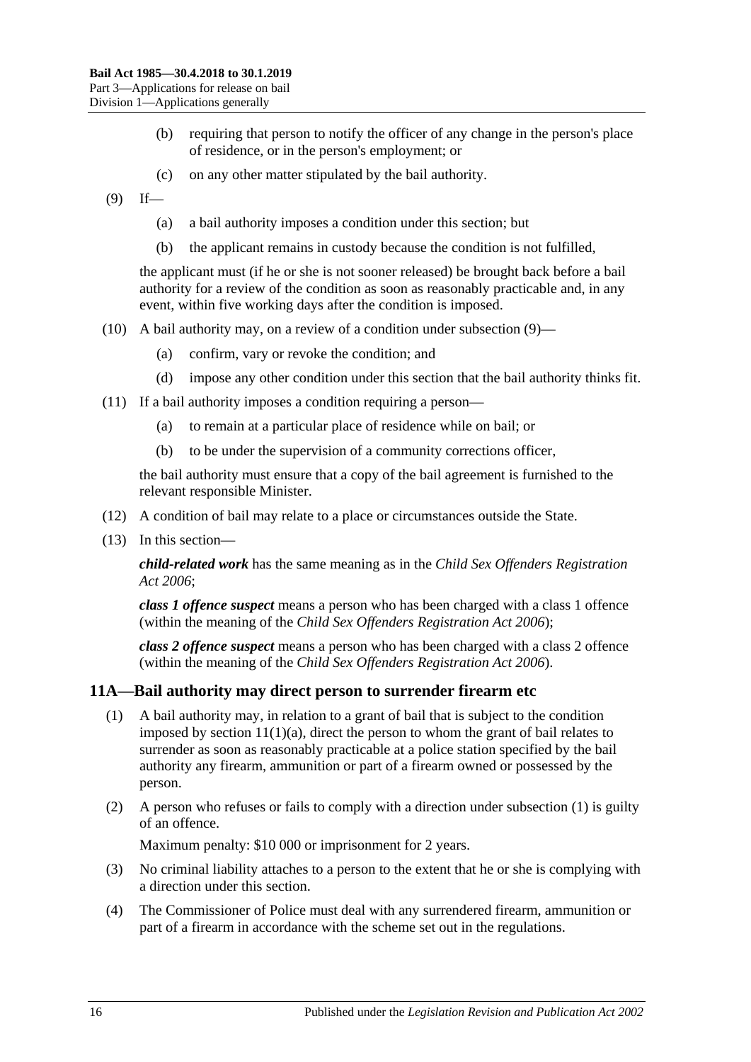(b) requiring that person to notify the officer of any change in the person's place of residence, or in the person's employment; or

(c) on any other matter stipulated by the bail authority.

(9) If—

(a) a bail authority imposes a condition under this section; but

(b) the applicant remains in custody because the condition is not fulfilled,

the applicant must (if he or she is not sooner released) be brought back before a bail authority for a review of the condition as soon as reasonably practicable and, in any event, within five working days after the condition is imposed.

(10) A bail authority may, on a review of a condition under subsection (9)—

(a) confirm, vary or revoke the condition; and

(d) impose any other condition under this section that the bail authority thinks fit.

(11) If a bail authority imposes a condition requiring a person—

(a) to remain at a particular place of residence while on bail; or

(b) to be under the supervision of a community corrections officer,

the bail authority must ensure that a copy of the bail agreement is furnished to the relevant responsible Minister.

(12) A condition of bail may relate to a place or circumstances outside the State.

(13) In this section—

***child-related work*** has the same meaning as in the *Child Sex Offenders Registration Act 2006*;

***class 1 offence suspect*** means a person who has been charged with a class 1 offence (within the meaning of the *Child Sex Offenders Registration Act 2006*);

***class 2 offence suspect*** means a person who has been charged with a class 2 offence (within the meaning of the *Child Sex Offenders Registration Act 2006*).

## 11A—Bail authority may direct person to surrender firearm etc

(1) A bail authority may, in relation to a grant of bail that is subject to the condition imposed by section 11(1)(a), direct the person to whom the grant of bail relates to surrender as soon as reasonably practicable at a police station specified by the bail authority any firearm, ammunition or part of a firearm owned or possessed by the person.

(2) A person who refuses or fails to comply with a direction under subsection (1) is guilty of an offence.

Maximum penalty: $10 000 or imprisonment for 2 years.

(3) No criminal liability attaches to a person to the extent that he or she is complying with a direction under this section.

(4) The Commissioner of Police must deal with any surrendered firearm, ammunition or part of a firearm in accordance with the scheme set out in the regulations.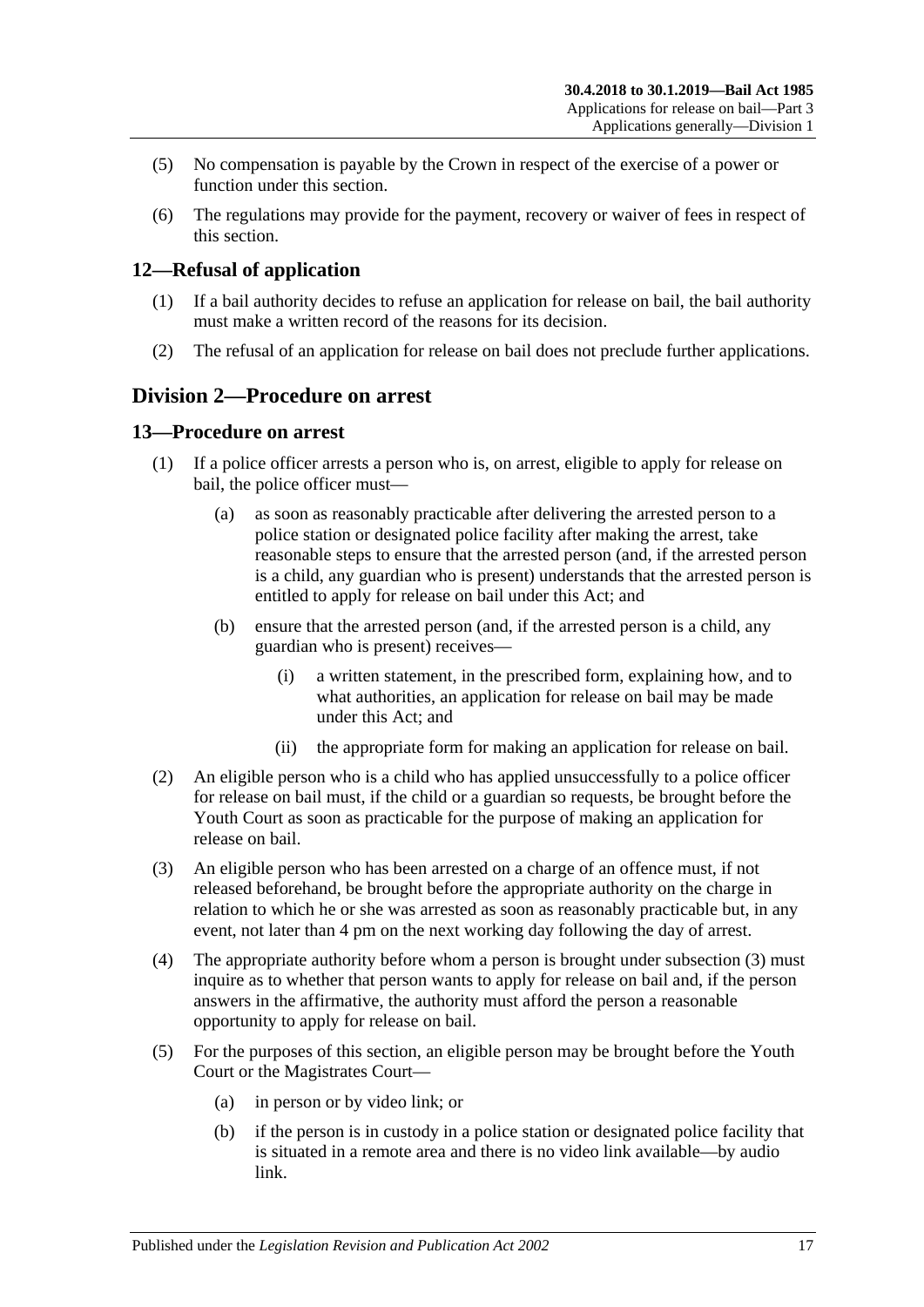(5) No compensation is payable by the Crown in respect of the exercise of a power or function under this section.

(6) The regulations may provide for the payment, recovery or waiver of fees in respect of this section.

## 12—Refusal of application

(1) If a bail authority decides to refuse an application for release on bail, the bail authority must make a written record of the reasons for its decision.

(2) The refusal of an application for release on bail does not preclude further applications.

# Division 2—Procedure on arrest

## 13—Procedure on arrest

(1) If a police officer arrests a person who is, on arrest, eligible to apply for release on bail, the police officer must—

(a) as soon as reasonably practicable after delivering the arrested person to a police station or designated police facility after making the arrest, take reasonable steps to ensure that the arrested person (and, if the arrested person is a child, any guardian who is present) understands that the arrested person is entitled to apply for release on bail under this Act; and

(b) ensure that the arrested person (and, if the arrested person is a child, any guardian who is present) receives—

(i) a written statement, in the prescribed form, explaining how, and to what authorities, an application for release on bail may be made under this Act; and

(ii) the appropriate form for making an application for release on bail.

(2) An eligible person who is a child who has applied unsuccessfully to a police officer for release on bail must, if the child or a guardian so requests, be brought before the Youth Court as soon as practicable for the purpose of making an application for release on bail.

(3) An eligible person who has been arrested on a charge of an offence must, if not released beforehand, be brought before the appropriate authority on the charge in relation to which he or she was arrested as soon as reasonably practicable but, in any event, not later than 4 pm on the next working day following the day of arrest.

(4) The appropriate authority before whom a person is brought under subsection (3) must inquire as to whether that person wants to apply for release on bail and, if the person answers in the affirmative, the authority must afford the person a reasonable opportunity to apply for release on bail.

(5) For the purposes of this section, an eligible person may be brought before the Youth Court or the Magistrates Court—

(a) in person or by video link; or

(b) if the person is in custody in a police station or designated police facility that is situated in a remote area and there is no video link available—by audio link.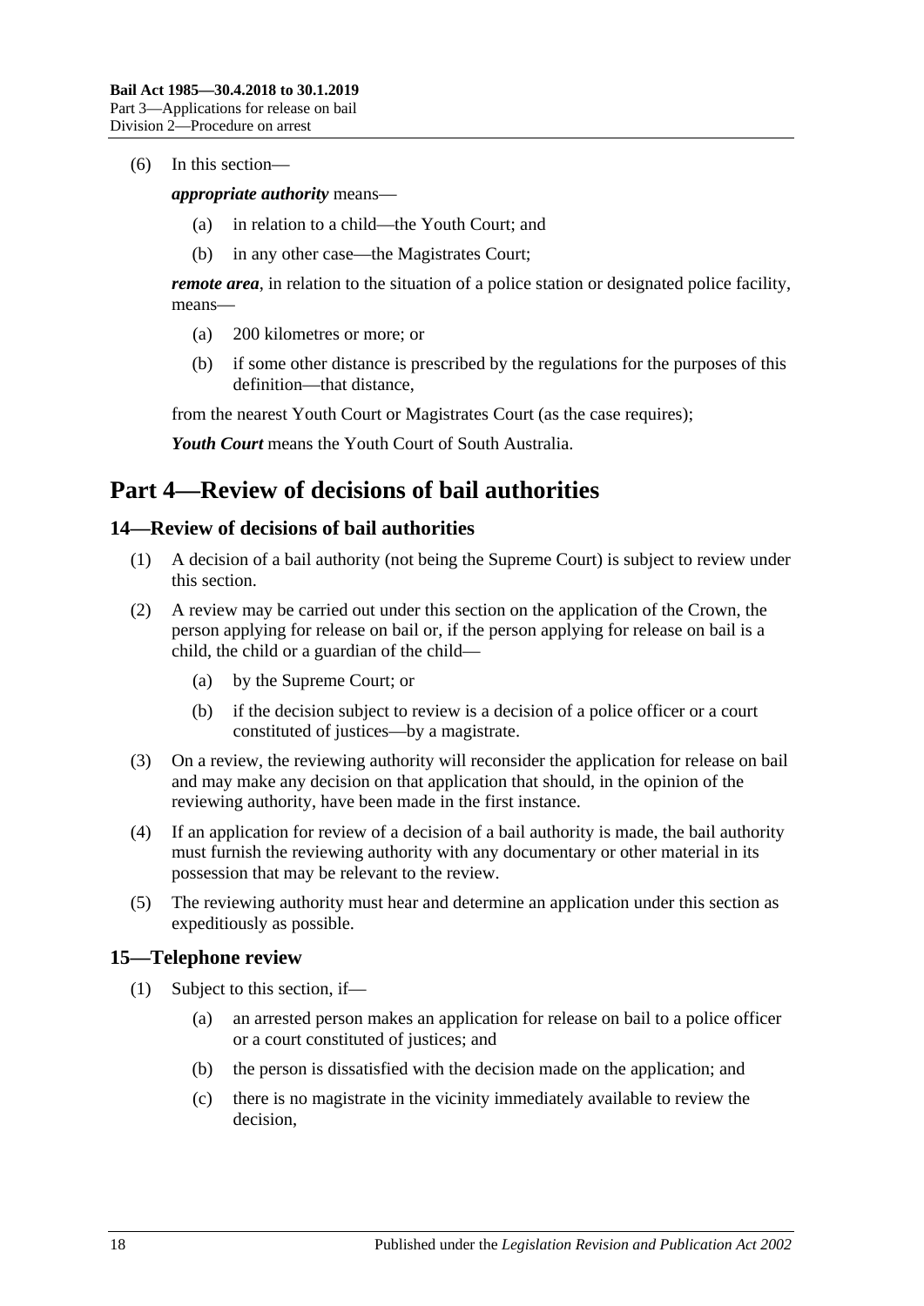(6) In this section—

***appropriate authority*** means—

(a) in relation to a child—the Youth Court; and

(b) in any other case—the Magistrates Court;

***remote area***, in relation to the situation of a police station or designated police facility, means—

(a) 200 kilometres or more; or

(b) if some other distance is prescribed by the regulations for the purposes of this definition—that distance,

from the nearest Youth Court or Magistrates Court (as the case requires);

***Youth Court*** means the Youth Court of South Australia.

# Part 4—Review of decisions of bail authorities

## 14—Review of decisions of bail authorities

(1) A decision of a bail authority (not being the Supreme Court) is subject to review under this section.

(2) A review may be carried out under this section on the application of the Crown, the person applying for release on bail or, if the person applying for release on bail is a child, the child or a guardian of the child—

(a) by the Supreme Court; or

(b) if the decision subject to review is a decision of a police officer or a court constituted of justices—by a magistrate.

(3) On a review, the reviewing authority will reconsider the application for release on bail and may make any decision on that application that should, in the opinion of the reviewing authority, have been made in the first instance.

(4) If an application for review of a decision of a bail authority is made, the bail authority must furnish the reviewing authority with any documentary or other material in its possession that may be relevant to the review.

(5) The reviewing authority must hear and determine an application under this section as expeditiously as possible.

## 15—Telephone review

(1) Subject to this section, if—

(a) an arrested person makes an application for release on bail to a police officer or a court constituted of justices; and

(b) the person is dissatisfied with the decision made on the application; and

(c) there is no magistrate in the vicinity immediately available to review the decision,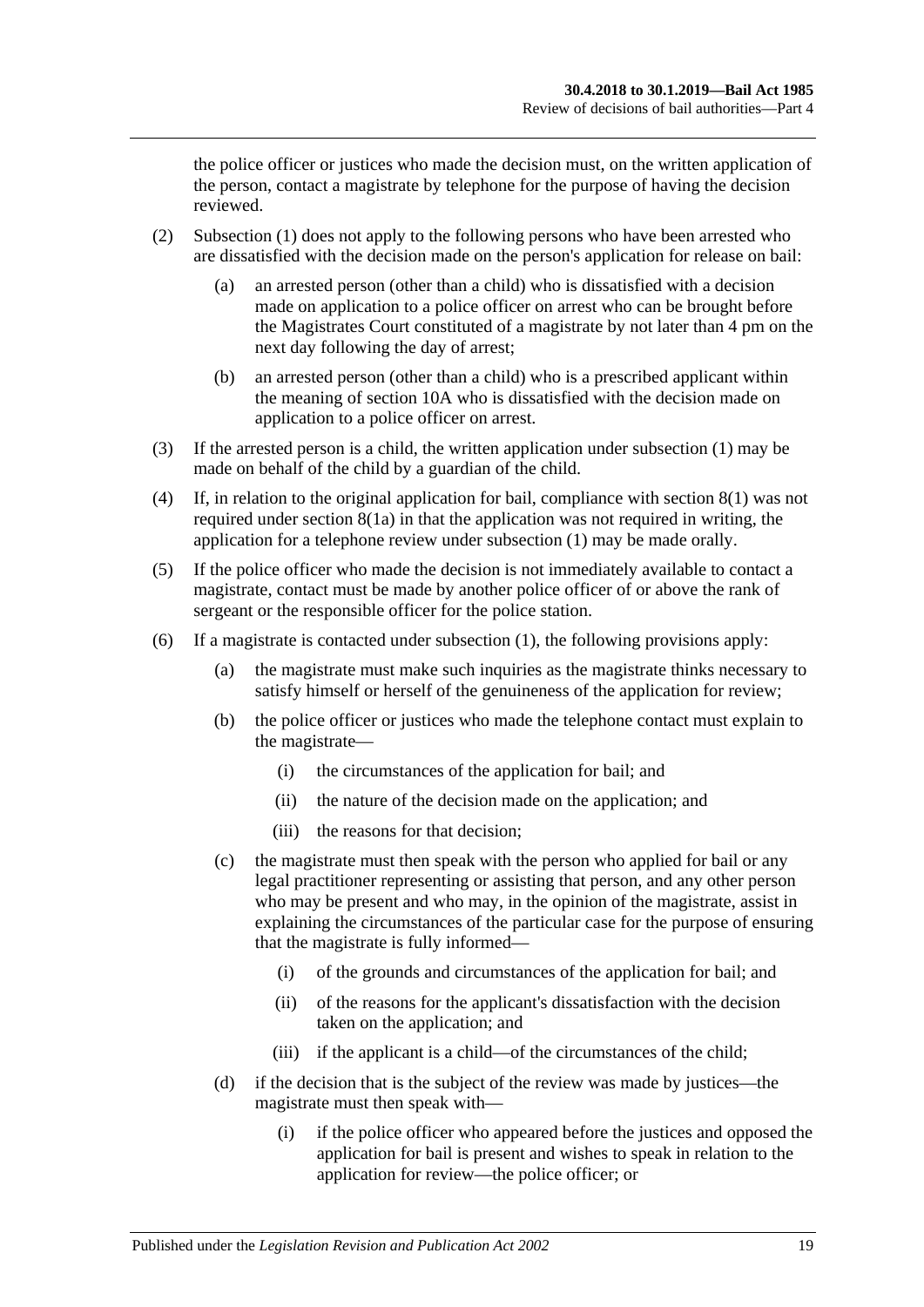the police officer or justices who made the decision must, on the written application of the person, contact a magistrate by telephone for the purpose of having the decision reviewed.

(2) Subsection (1) does not apply to the following persons who have been arrested who are dissatisfied with the decision made on the person's application for release on bail:

(a) an arrested person (other than a child) who is dissatisfied with a decision made on application to a police officer on arrest who can be brought before the Magistrates Court constituted of a magistrate by not later than 4 pm on the next day following the day of arrest;

(b) an arrested person (other than a child) who is a prescribed applicant within the meaning of section 10A who is dissatisfied with the decision made on application to a police officer on arrest.

(3) If the arrested person is a child, the written application under subsection (1) may be made on behalf of the child by a guardian of the child.

(4) If, in relation to the original application for bail, compliance with section 8(1) was not required under section 8(1a) in that the application was not required in writing, the application for a telephone review under subsection (1) may be made orally.

(5) If the police officer who made the decision is not immediately available to contact a magistrate, contact must be made by another police officer of or above the rank of sergeant or the responsible officer for the police station.

(6) If a magistrate is contacted under subsection (1), the following provisions apply:

(a) the magistrate must make such inquiries as the magistrate thinks necessary to satisfy himself or herself of the genuineness of the application for review;

(b) the police officer or justices who made the telephone contact must explain to the magistrate—

(i) the circumstances of the application for bail; and

(ii) the nature of the decision made on the application; and

(iii) the reasons for that decision;

(c) the magistrate must then speak with the person who applied for bail or any legal practitioner representing or assisting that person, and any other person who may be present and who may, in the opinion of the magistrate, assist in explaining the circumstances of the particular case for the purpose of ensuring that the magistrate is fully informed—

(i) of the grounds and circumstances of the application for bail; and

(ii) of the reasons for the applicant's dissatisfaction with the decision taken on the application; and

(iii) if the applicant is a child—of the circumstances of the child;

(d) if the decision that is the subject of the review was made by justices—the magistrate must then speak with—

(i) if the police officer who appeared before the justices and opposed the application for bail is present and wishes to speak in relation to the application for review—the police officer; or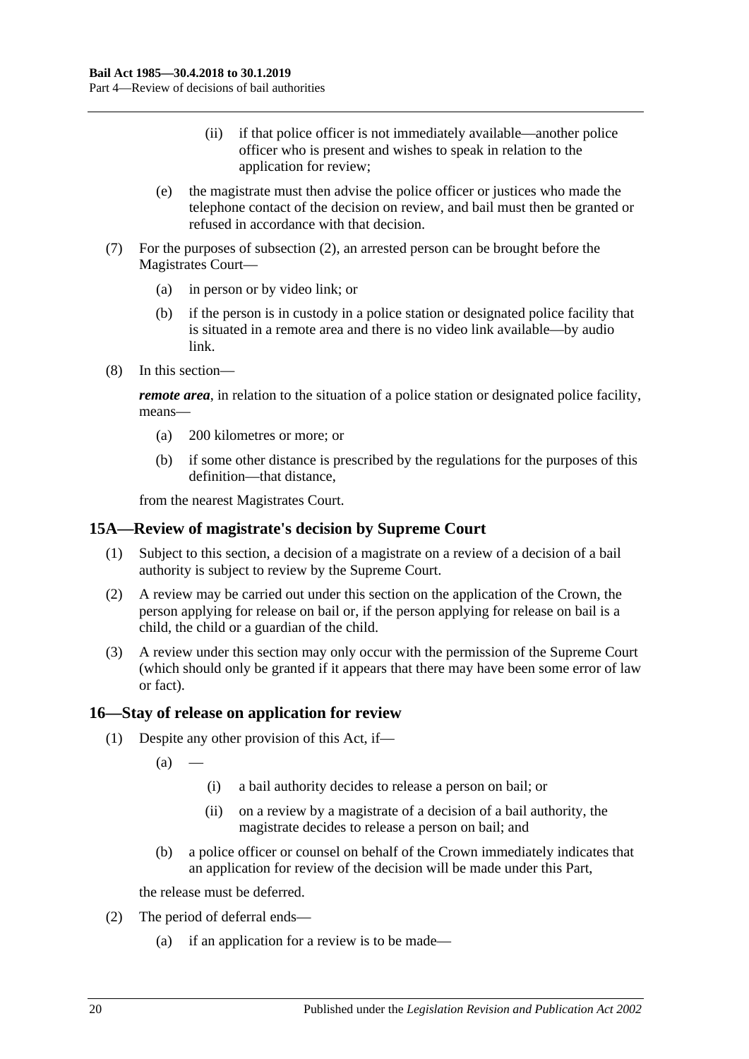(ii) if that police officer is not immediately available—another police officer who is present and wishes to speak in relation to the application for review;

(e) the magistrate must then advise the police officer or justices who made the telephone contact of the decision on review, and bail must then be granted or refused in accordance with that decision.

(7) For the purposes of subsection (2), an arrested person can be brought before the Magistrates Court—

(a) in person or by video link; or

(b) if the person is in custody in a police station or designated police facility that is situated in a remote area and there is no video link available—by audio link.

(8) In this section—

***remote area***, in relation to the situation of a police station or designated police facility, means—

(a) 200 kilometres or more; or

(b) if some other distance is prescribed by the regulations for the purposes of this definition—that distance,

from the nearest Magistrates Court.

## 15A—Review of magistrate's decision by Supreme Court

(1) Subject to this section, a decision of a magistrate on a review of a decision of a bail authority is subject to review by the Supreme Court.

(2) A review may be carried out under this section on the application of the Crown, the person applying for release on bail or, if the person applying for release on bail is a child, the child or a guardian of the child.

(3) A review under this section may only occur with the permission of the Supreme Court (which should only be granted if it appears that there may have been some error of law or fact).

## 16—Stay of release on application for review

(1) Despite any other provision of this Act, if—

(a) —

(i) a bail authority decides to release a person on bail; or

(ii) on a review by a magistrate of a decision of a bail authority, the magistrate decides to release a person on bail; and

(b) a police officer or counsel on behalf of the Crown immediately indicates that an application for review of the decision will be made under this Part,

the release must be deferred.

(2) The period of deferral ends—

(a) if an application for a review is to be made—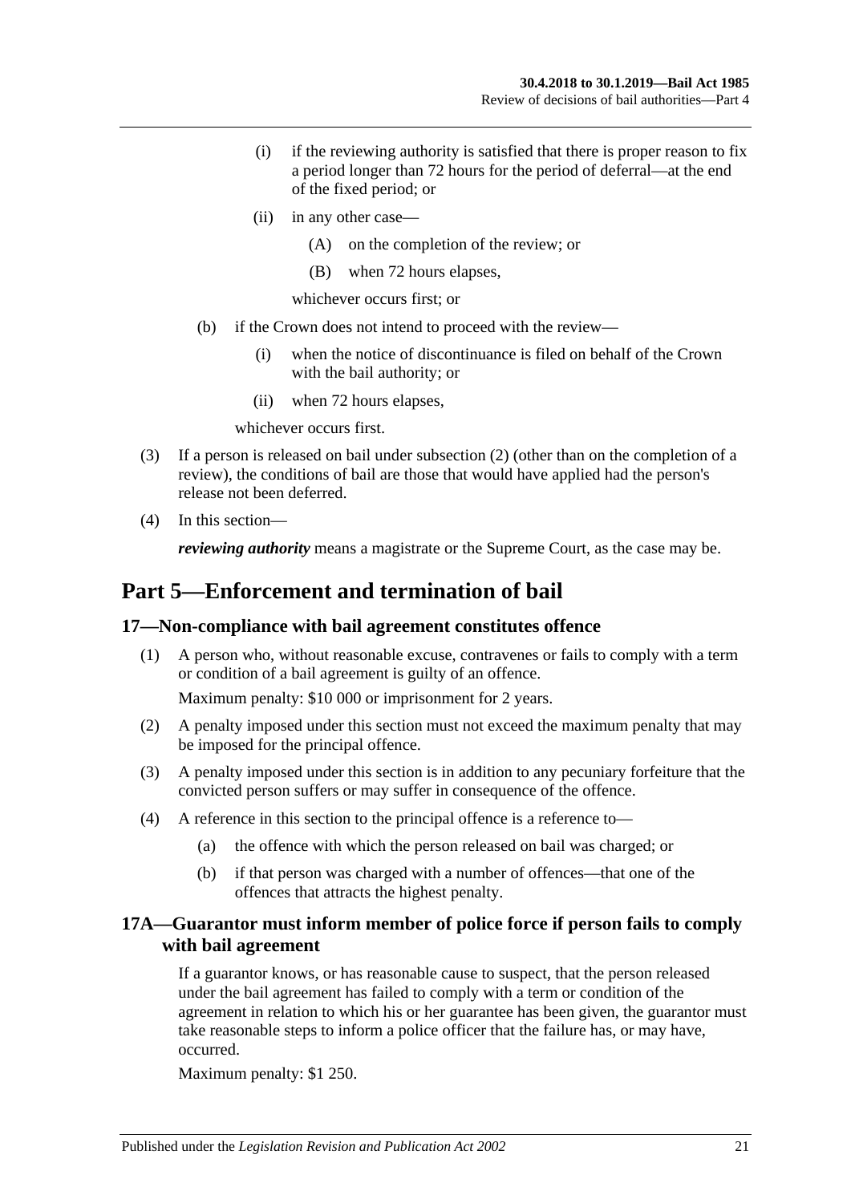(i) if the reviewing authority is satisfied that there is proper reason to fix a period longer than 72 hours for the period of deferral—at the end of the fixed period; or

(ii) in any other case—

(A) on the completion of the review; or

(B) when 72 hours elapses,

whichever occurs first; or

(b) if the Crown does not intend to proceed with the review—

(i) when the notice of discontinuance is filed on behalf of the Crown with the bail authority; or

(ii) when 72 hours elapses,

whichever occurs first.

(3) If a person is released on bail under subsection (2) (other than on the completion of a review), the conditions of bail are those that would have applied had the person's release not been deferred.

(4) In this section—

***reviewing authority*** means a magistrate or the Supreme Court, as the case may be.

# Part 5—Enforcement and termination of bail

## 17—Non-compliance with bail agreement constitutes offence

(1) A person who, without reasonable excuse, contravenes or fails to comply with a term or condition of a bail agreement is guilty of an offence.

Maximum penalty: $10 000 or imprisonment for 2 years.

(2) A penalty imposed under this section must not exceed the maximum penalty that may be imposed for the principal offence.

(3) A penalty imposed under this section is in addition to any pecuniary forfeiture that the convicted person suffers or may suffer in consequence of the offence.

(4) A reference in this section to the principal offence is a reference to—

(a) the offence with which the person released on bail was charged; or

(b) if that person was charged with a number of offences—that one of the offences that attracts the highest penalty.

## 17A—Guarantor must inform member of police force if person fails to comply with bail agreement

If a guarantor knows, or has reasonable cause to suspect, that the person released under the bail agreement has failed to comply with a term or condition of the agreement in relation to which his or her guarantee has been given, the guarantor must take reasonable steps to inform a police officer that the failure has, or may have, occurred.

Maximum penalty: $1 250.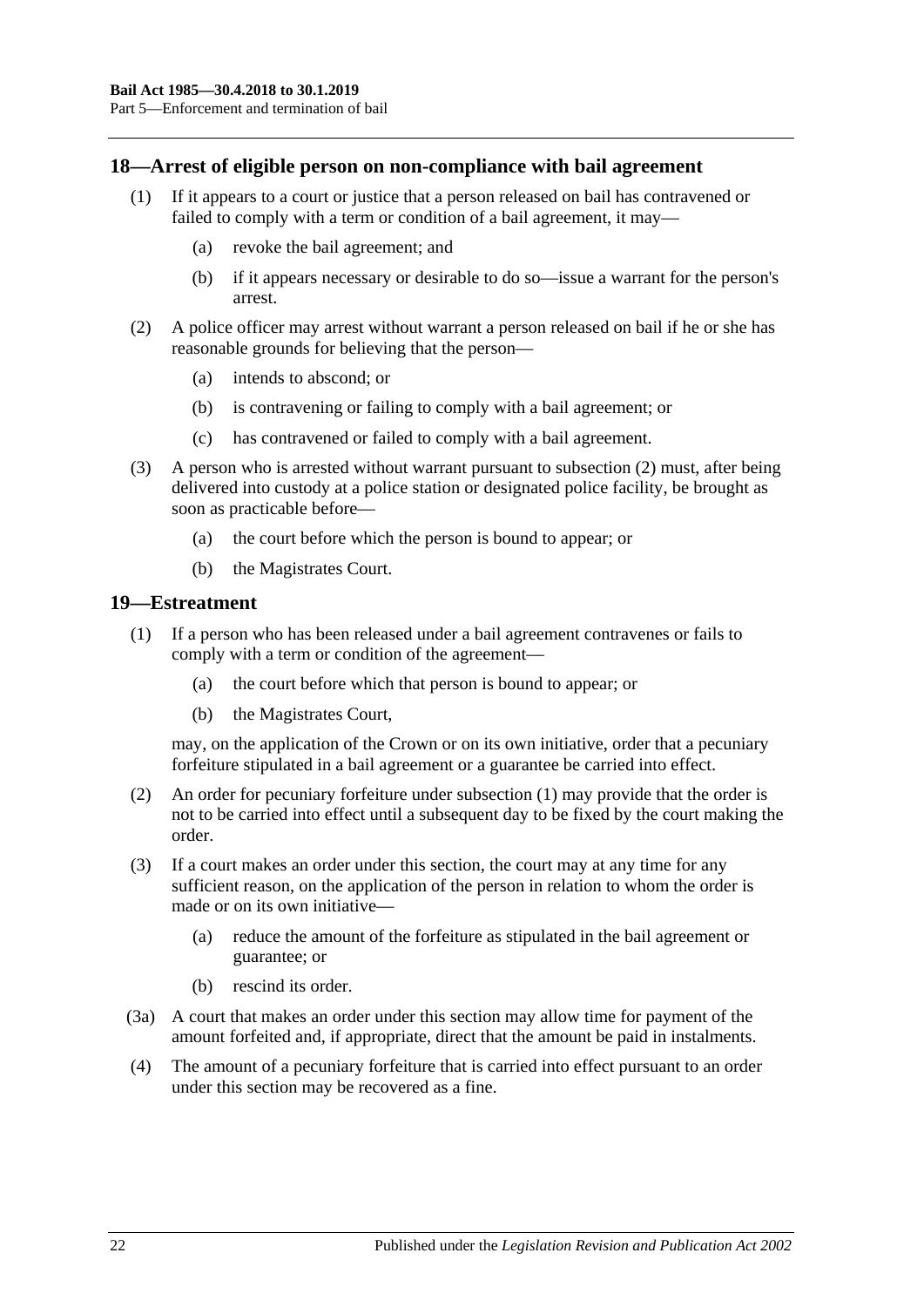## 18—Arrest of eligible person on non-compliance with bail agreement

(1) If it appears to a court or justice that a person released on bail has contravened or failed to comply with a term or condition of a bail agreement, it may—

- (a) revoke the bail agreement; and
- (b) if it appears necessary or desirable to do so—issue a warrant for the person's arrest.

(2) A police officer may arrest without warrant a person released on bail if he or she has reasonable grounds for believing that the person—

- (a) intends to abscond; or
- (b) is contravening or failing to comply with a bail agreement; or
- (c) has contravened or failed to comply with a bail agreement.

(3) A person who is arrested without warrant pursuant to subsection (2) must, after being delivered into custody at a police station or designated police facility, be brought as soon as practicable before—

- (a) the court before which the person is bound to appear; or
- (b) the Magistrates Court.

## 19—Estreatment

(1) If a person who has been released under a bail agreement contravenes or fails to comply with a term or condition of the agreement—

- (a) the court before which that person is bound to appear; or
- (b) the Magistrates Court,

may, on the application of the Crown or on its own initiative, order that a pecuniary forfeiture stipulated in a bail agreement or a guarantee be carried into effect.

(2) An order for pecuniary forfeiture under subsection (1) may provide that the order is not to be carried into effect until a subsequent day to be fixed by the court making the order.

(3) If a court makes an order under this section, the court may at any time for any sufficient reason, on the application of the person in relation to whom the order is made or on its own initiative—

- (a) reduce the amount of the forfeiture as stipulated in the bail agreement or guarantee; or
- (b) rescind its order.

(3a) A court that makes an order under this section may allow time for payment of the amount forfeited and, if appropriate, direct that the amount be paid in instalments.

(4) The amount of a pecuniary forfeiture that is carried into effect pursuant to an order under this section may be recovered as a fine.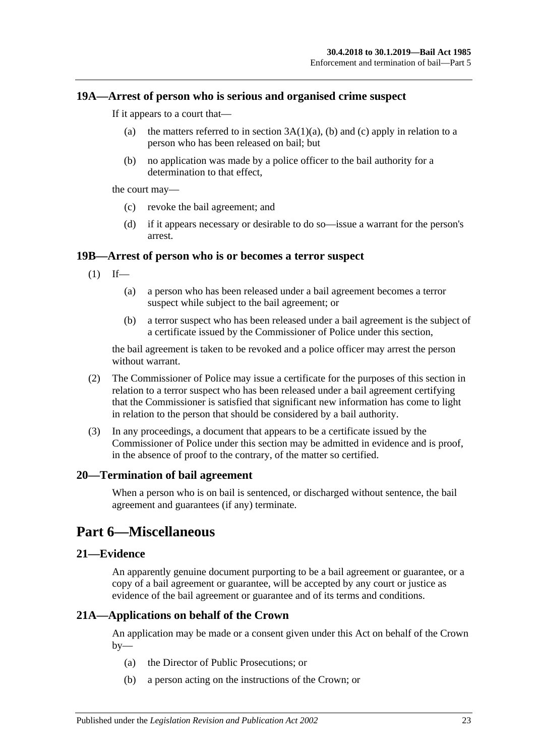### 19A—Arrest of person who is serious and organised crime suspect

If it appears to a court that—

- (a) the matters referred to in section 3A(1)(a), (b) and (c) apply in relation to a person who has been released on bail; but
- (b) no application was made by a police officer to the bail authority for a determination to that effect,

the court may—

- (c) revoke the bail agreement; and
- (d) if it appears necessary or desirable to do so—issue a warrant for the person's arrest.

### 19B—Arrest of person who is or becomes a terror suspect

(1) If—

- (a) a person who has been released under a bail agreement becomes a terror suspect while subject to the bail agreement; or
- (b) a terror suspect who has been released under a bail agreement is the subject of a certificate issued by the Commissioner of Police under this section,

the bail agreement is taken to be revoked and a police officer may arrest the person without warrant.

(2) The Commissioner of Police may issue a certificate for the purposes of this section in relation to a terror suspect who has been released under a bail agreement certifying that the Commissioner is satisfied that significant new information has come to light in relation to the person that should be considered by a bail authority.

(3) In any proceedings, a document that appears to be a certificate issued by the Commissioner of Police under this section may be admitted in evidence and is proof, in the absence of proof to the contrary, of the matter so certified.

### 20—Termination of bail agreement

When a person who is on bail is sentenced, or discharged without sentence, the bail agreement and guarantees (if any) terminate.

## Part 6—Miscellaneous

### 21—Evidence

An apparently genuine document purporting to be a bail agreement or guarantee, or a copy of a bail agreement or guarantee, will be accepted by any court or justice as evidence of the bail agreement or guarantee and of its terms and conditions.

### 21A—Applications on behalf of the Crown

An application may be made or a consent given under this Act on behalf of the Crown by—

- (a) the Director of Public Prosecutions; or
- (b) a person acting on the instructions of the Crown; or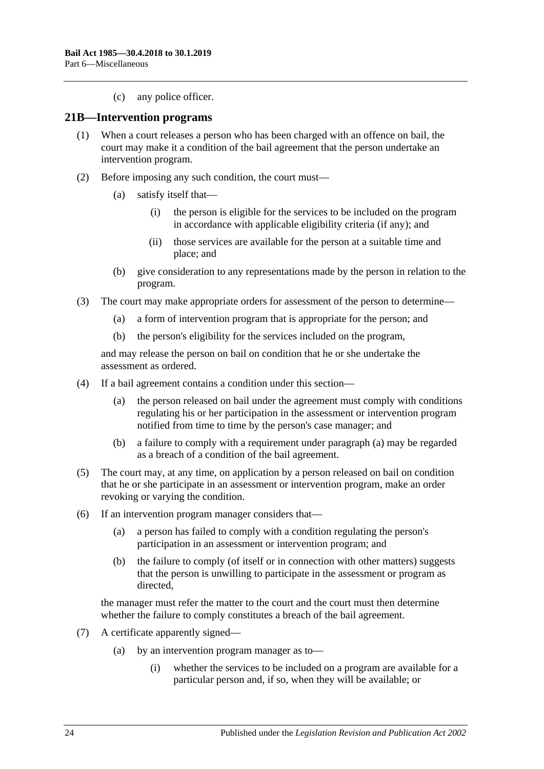(c) any police officer.

## 21B—Intervention programs

(1) When a court releases a person who has been charged with an offence on bail, the court may make it a condition of the bail agreement that the person undertake an intervention program.

(2) Before imposing any such condition, the court must—

  (a) satisfy itself that—

    (i) the person is eligible for the services to be included on the program in accordance with applicable eligibility criteria (if any); and

    (ii) those services are available for the person at a suitable time and place; and

  (b) give consideration to any representations made by the person in relation to the program.

(3) The court may make appropriate orders for assessment of the person to determine—

  (a) a form of intervention program that is appropriate for the person; and

  (b) the person's eligibility for the services included on the program,

and may release the person on bail on condition that he or she undertake the assessment as ordered.

(4) If a bail agreement contains a condition under this section—

  (a) the person released on bail under the agreement must comply with conditions regulating his or her participation in the assessment or intervention program notified from time to time by the person's case manager; and

  (b) a failure to comply with a requirement under paragraph (a) may be regarded as a breach of a condition of the bail agreement.

(5) The court may, at any time, on application by a person released on bail on condition that he or she participate in an assessment or intervention program, make an order revoking or varying the condition.

(6) If an intervention program manager considers that—

  (a) a person has failed to comply with a condition regulating the person's participation in an assessment or intervention program; and

  (b) the failure to comply (of itself or in connection with other matters) suggests that the person is unwilling to participate in the assessment or program as directed,

the manager must refer the matter to the court and the court must then determine whether the failure to comply constitutes a breach of the bail agreement.

(7) A certificate apparently signed—

  (a) by an intervention program manager as to—

    (i) whether the services to be included on a program are available for a particular person and, if so, when they will be available; or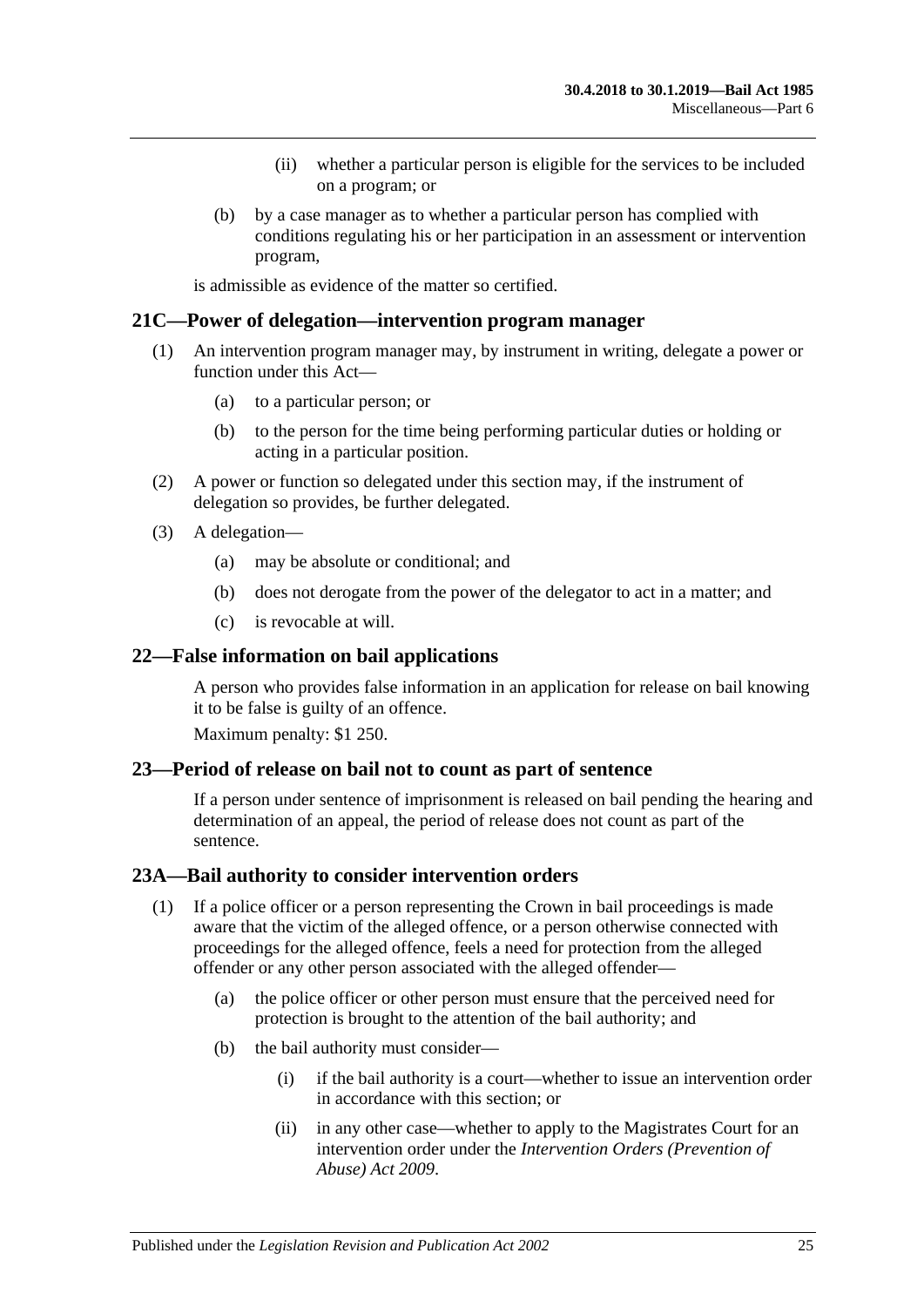(ii) whether a particular person is eligible for the services to be included on a program; or

(b) by a case manager as to whether a particular person has complied with conditions regulating his or her participation in an assessment or intervention program,

is admissible as evidence of the matter so certified.

## 21C—Power of delegation—intervention program manager

(1) An intervention program manager may, by instrument in writing, delegate a power or function under this Act—

(a) to a particular person; or

(b) to the person for the time being performing particular duties or holding or acting in a particular position.

(2) A power or function so delegated under this section may, if the instrument of delegation so provides, be further delegated.

(3) A delegation—

(a) may be absolute or conditional; and

(b) does not derogate from the power of the delegator to act in a matter; and

(c) is revocable at will.

## 22—False information on bail applications

A person who provides false information in an application for release on bail knowing it to be false is guilty of an offence.

Maximum penalty: $1 250.

## 23—Period of release on bail not to count as part of sentence

If a person under sentence of imprisonment is released on bail pending the hearing and determination of an appeal, the period of release does not count as part of the sentence.

## 23A—Bail authority to consider intervention orders

(1) If a police officer or a person representing the Crown in bail proceedings is made aware that the victim of the alleged offence, or a person otherwise connected with proceedings for the alleged offence, feels a need for protection from the alleged offender or any other person associated with the alleged offender—

(a) the police officer or other person must ensure that the perceived need for protection is brought to the attention of the bail authority; and

(b) the bail authority must consider—

(i) if the bail authority is a court—whether to issue an intervention order in accordance with this section; or

(ii) in any other case—whether to apply to the Magistrates Court for an intervention order under the *Intervention Orders (Prevention of Abuse) Act 2009*.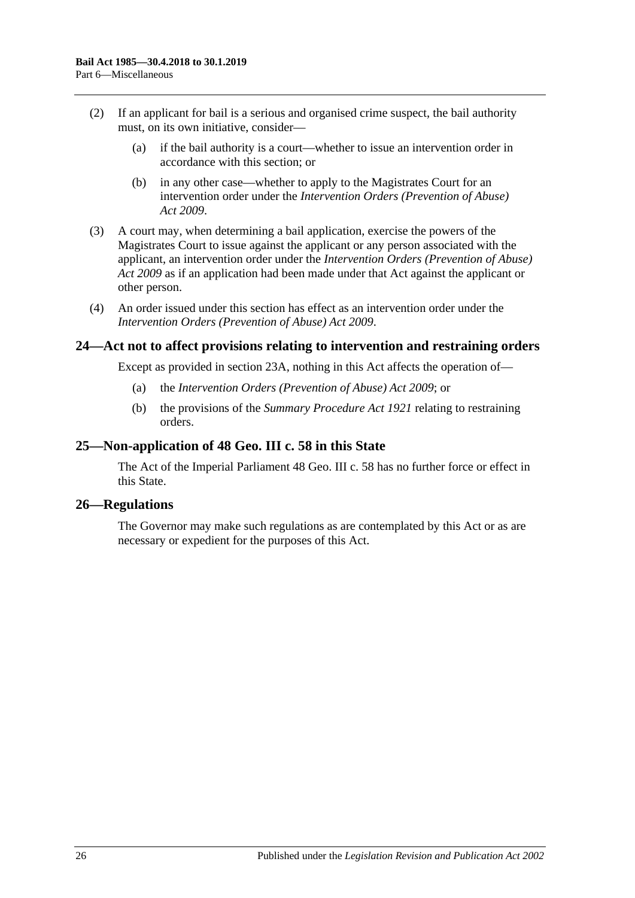(2) If an applicant for bail is a serious and organised crime suspect, the bail authority must, on its own initiative, consider—

(a) if the bail authority is a court—whether to issue an intervention order in accordance with this section; or

(b) in any other case—whether to apply to the Magistrates Court for an intervention order under the *Intervention Orders (Prevention of Abuse) Act 2009*.

(3) A court may, when determining a bail application, exercise the powers of the Magistrates Court to issue against the applicant or any person associated with the applicant, an intervention order under the *Intervention Orders (Prevention of Abuse) Act 2009* as if an application had been made under that Act against the applicant or other person.

(4) An order issued under this section has effect as an intervention order under the *Intervention Orders (Prevention of Abuse) Act 2009*.

## 24—Act not to affect provisions relating to intervention and restraining orders

Except as provided in section 23A, nothing in this Act affects the operation of—

(a) the *Intervention Orders (Prevention of Abuse) Act 2009*; or

(b) the provisions of the *Summary Procedure Act 1921* relating to restraining orders.

## 25—Non-application of 48 Geo. III c. 58 in this State

The Act of the Imperial Parliament 48 Geo. III c. 58 has no further force or effect in this State.

## 26—Regulations

The Governor may make such regulations as are contemplated by this Act or as are necessary or expedient for the purposes of this Act.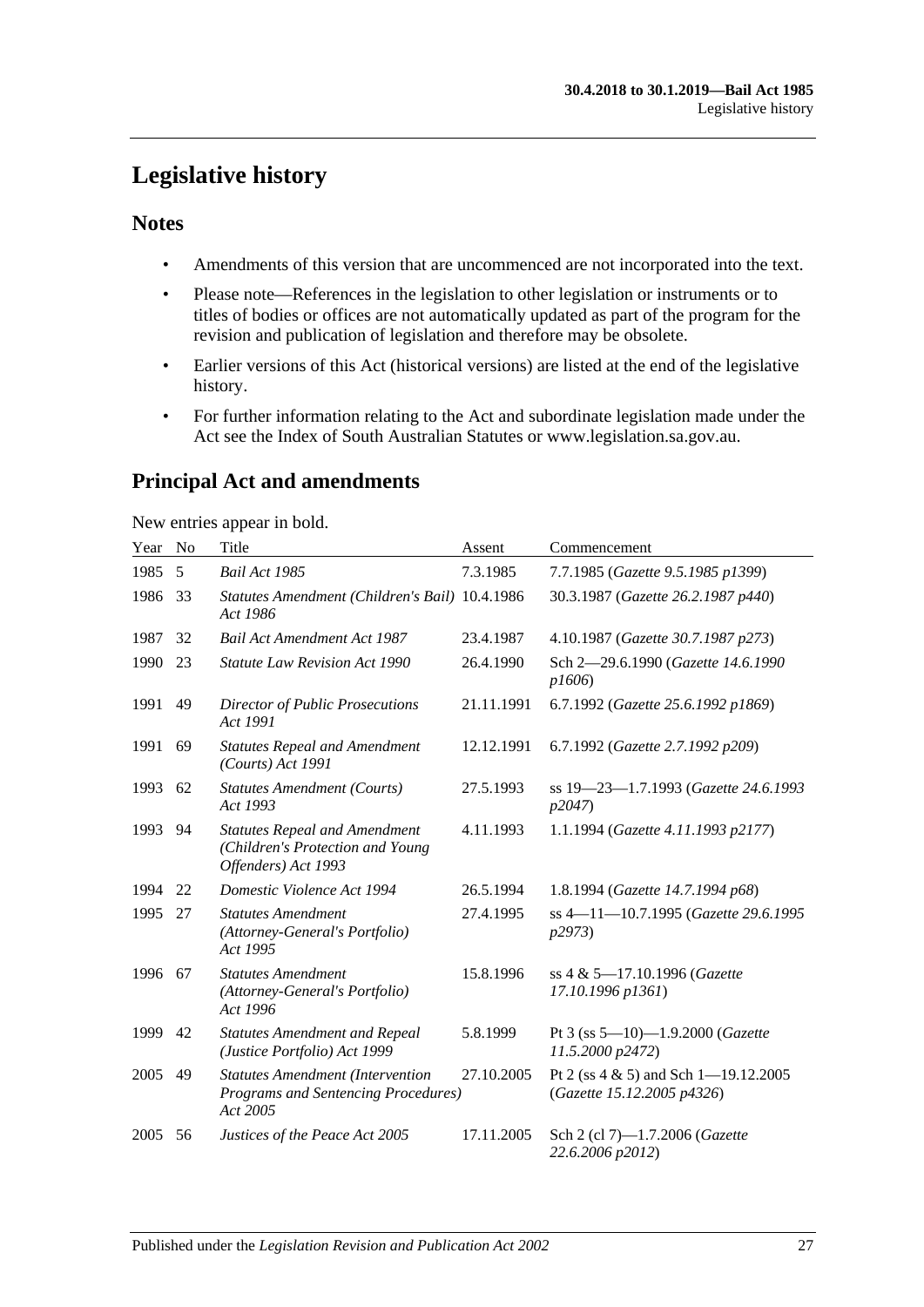# Legislative history

## Notes

- Amendments of this version that are uncommenced are not incorporated into the text.
- Please note—References in the legislation to other legislation or instruments or to titles of bodies or offices are not automatically updated as part of the program for the revision and publication of legislation and therefore may be obsolete.
- Earlier versions of this Act (historical versions) are listed at the end of the legislative history.
- For further information relating to the Act and subordinate legislation made under the Act see the Index of South Australian Statutes or www.legislation.sa.gov.au.

## Principal Act and amendments

New entries appear in bold.

| Year | No | Title | Assent | Commencement |
|---|---|---|---|---|
| 1985 | 5 | *Bail Act 1985* | 7.3.1985 | 7.7.1985 (*Gazette 9.5.1985 p1399*) |
| 1986 | 33 | *Statutes Amendment (Children's Bail) Act 1986* | 10.4.1986 | 30.3.1987 (*Gazette 26.2.1987 p440*) |
| 1987 | 32 | *Bail Act Amendment Act 1987* | 23.4.1987 | 4.10.1987 (*Gazette 30.7.1987 p273*) |
| 1990 | 23 | *Statute Law Revision Act 1990* | 26.4.1990 | Sch 2—29.6.1990 (*Gazette 14.6.1990 p1606*) |
| 1991 | 49 | *Director of Public Prosecutions Act 1991* | 21.11.1991 | 6.7.1992 (*Gazette 25.6.1992 p1869*) |
| 1991 | 69 | *Statutes Repeal and Amendment (Courts) Act 1991* | 12.12.1991 | 6.7.1992 (*Gazette 2.7.1992 p209*) |
| 1993 | 62 | *Statutes Amendment (Courts) Act 1993* | 27.5.1993 | ss 19—23—1.7.1993 (*Gazette 24.6.1993 p2047*) |
| 1993 | 94 | *Statutes Repeal and Amendment (Children's Protection and Young Offenders) Act 1993* | 4.11.1993 | 1.1.1994 (*Gazette 4.11.1993 p2177*) |
| 1994 | 22 | *Domestic Violence Act 1994* | 26.5.1994 | 1.8.1994 (*Gazette 14.7.1994 p68*) |
| 1995 | 27 | *Statutes Amendment (Attorney-General's Portfolio) Act 1995* | 27.4.1995 | ss 4—11—10.7.1995 (*Gazette 29.6.1995 p2973*) |
| 1996 | 67 | *Statutes Amendment (Attorney-General's Portfolio) Act 1996* | 15.8.1996 | ss 4 & 5—17.10.1996 (*Gazette 17.10.1996 p1361*) |
| 1999 | 42 | *Statutes Amendment and Repeal (Justice Portfolio) Act 1999* | 5.8.1999 | Pt 3 (ss 5—10)—1.9.2000 (*Gazette 11.5.2000 p2472*) |
| 2005 | 49 | *Statutes Amendment (Intervention Programs and Sentencing Procedures) Act 2005* | 27.10.2005 | Pt 2 (ss 4 & 5) and Sch 1—19.12.2005 (*Gazette 15.12.2005 p4326*) |
| 2005 | 56 | *Justices of the Peace Act 2005* | 17.11.2005 | Sch 2 (cl 7)—1.7.2006 (*Gazette 22.6.2006 p2012*) |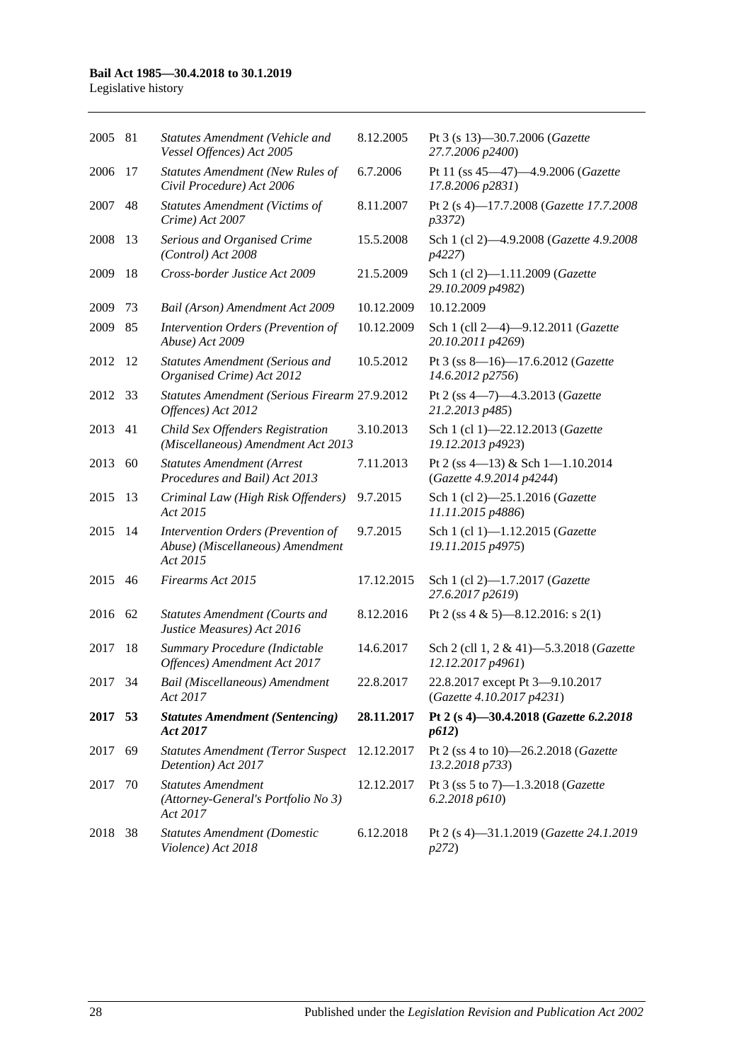| | | | | |
|---|---|---|---|---|
| 2005 | 81 | *Statutes Amendment (Vehicle and Vessel Offences) Act 2005* | 8.12.2005 | Pt 3 (s 13)—30.7.2006 (*Gazette 27.7.2006 p2400*) |
| 2006 | 17 | *Statutes Amendment (New Rules of Civil Procedure) Act 2006* | 6.7.2006 | Pt 11 (ss 45—47)—4.9.2006 (*Gazette 17.8.2006 p2831*) |
| 2007 | 48 | *Statutes Amendment (Victims of Crime) Act 2007* | 8.11.2007 | Pt 2 (s 4)—17.7.2008 (*Gazette 17.7.2008 p3372*) |
| 2008 | 13 | *Serious and Organised Crime (Control) Act 2008* | 15.5.2008 | Sch 1 (cl 2)—4.9.2008 (*Gazette 4.9.2008 p4227*) |
| 2009 | 18 | *Cross-border Justice Act 2009* | 21.5.2009 | Sch 1 (cl 2)—1.11.2009 (*Gazette 29.10.2009 p4982*) |
| 2009 | 73 | *Bail (Arson) Amendment Act 2009* | 10.12.2009 | 10.12.2009 |
| 2009 | 85 | *Intervention Orders (Prevention of Abuse) Act 2009* | 10.12.2009 | Sch 1 (cll 2—4)—9.12.2011 (*Gazette 20.10.2011 p4269*) |
| 2012 | 12 | *Statutes Amendment (Serious and Organised Crime) Act 2012* | 10.5.2012 | Pt 3 (ss 8—16)—17.6.2012 (*Gazette 14.6.2012 p2756*) |
| 2012 | 33 | *Statutes Amendment (Serious Firearm Offences) Act 2012* | 27.9.2012 | Pt 2 (ss 4—7)—4.3.2013 (*Gazette 21.2.2013 p485*) |
| 2013 | 41 | *Child Sex Offenders Registration (Miscellaneous) Amendment Act 2013* | 3.10.2013 | Sch 1 (cl 1)—22.12.2013 (*Gazette 19.12.2013 p4923*) |
| 2013 | 60 | *Statutes Amendment (Arrest Procedures and Bail) Act 2013* | 7.11.2013 | Pt 2 (ss 4—13) & Sch 1—1.10.2014 (*Gazette 4.9.2014 p4244*) |
| 2015 | 13 | *Criminal Law (High Risk Offenders) Act 2015* | 9.7.2015 | Sch 1 (cl 2)—25.1.2016 (*Gazette 11.11.2015 p4886*) |
| 2015 | 14 | *Intervention Orders (Prevention of Abuse) (Miscellaneous) Amendment Act 2015* | 9.7.2015 | Sch 1 (cl 1)—1.12.2015 (*Gazette 19.11.2015 p4975*) |
| 2015 | 46 | *Firearms Act 2015* | 17.12.2015 | Sch 1 (cl 2)—1.7.2017 (*Gazette 27.6.2017 p2619*) |
| 2016 | 62 | *Statutes Amendment (Courts and Justice Measures) Act 2016* | 8.12.2016 | Pt 2 (ss 4 & 5)—8.12.2016: s 2(1) |
| 2017 | 18 | *Summary Procedure (Indictable Offences) Amendment Act 2017* | 14.6.2017 | Sch 2 (cll 1, 2 & 41)—5.3.2018 (*Gazette 12.12.2017 p4961*) |
| 2017 | 34 | *Bail (Miscellaneous) Amendment Act 2017* | 22.8.2017 | 22.8.2017 except Pt 3—9.10.2017 (*Gazette 4.10.2017 p4231*) |
| **2017** | **53** | ***Statutes Amendment (Sentencing) Act 2017*** | **28.11.2017** | **Pt 2 (s 4)—30.4.2018 (*Gazette 6.2.2018 p612*)** |
| 2017 | 69 | *Statutes Amendment (Terror Suspect Detention) Act 2017* | 12.12.2017 | Pt 2 (ss 4 to 10)—26.2.2018 (*Gazette 13.2.2018 p733*) |
| 2017 | 70 | *Statutes Amendment (Attorney-General's Portfolio No 3) Act 2017* | 12.12.2017 | Pt 3 (ss 5 to 7)—1.3.2018 (*Gazette 6.2.2018 p610*) |
| 2018 | 38 | *Statutes Amendment (Domestic Violence) Act 2018* | 6.12.2018 | Pt 2 (s 4)—31.1.2019 (*Gazette 24.1.2019 p272*) |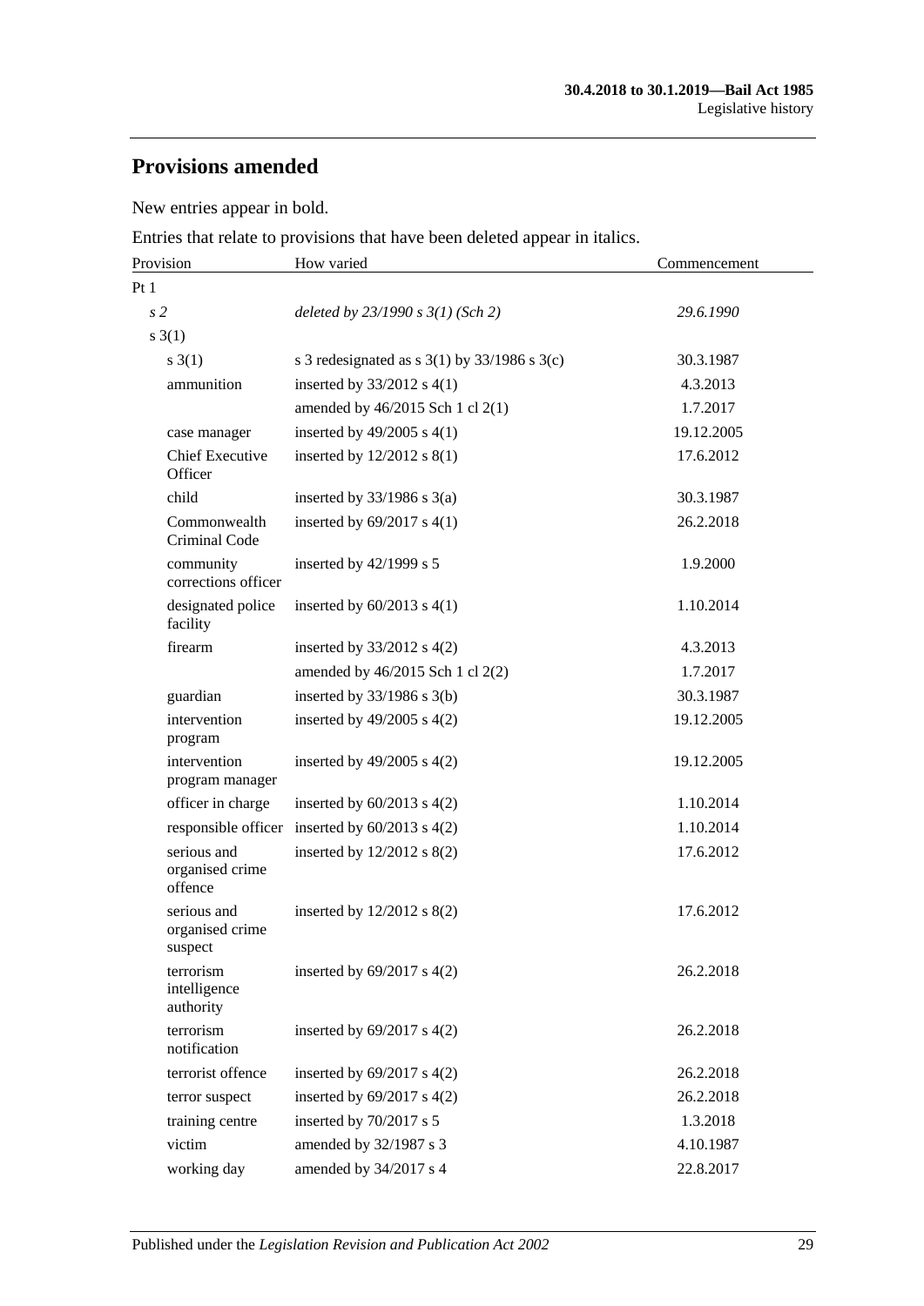## Provisions amended

New entries appear in bold.

Entries that relate to provisions that have been deleted appear in italics.

| Provision | How varied | Commencement |
|---|---|---|
| Pt 1 | | |
| *s 2* | *deleted by 23/1990 s 3(1) (Sch 2)* | *29.6.1990* |
| s 3(1) | | |
| s 3(1) | s 3 redesignated as s 3(1) by 33/1986 s 3(c) | 30.3.1987 |
| ammunition | inserted by 33/2012 s 4(1) | 4.3.2013 |
| | amended by 46/2015 Sch 1 cl 2(1) | 1.7.2017 |
| case manager | inserted by 49/2005 s 4(1) | 19.12.2005 |
| Chief Executive Officer | inserted by 12/2012 s 8(1) | 17.6.2012 |
| child | inserted by 33/1986 s 3(a) | 30.3.1987 |
| Commonwealth Criminal Code | inserted by 69/2017 s 4(1) | 26.2.2018 |
| community corrections officer | inserted by 42/1999 s 5 | 1.9.2000 |
| designated police facility | inserted by 60/2013 s 4(1) | 1.10.2014 |
| firearm | inserted by 33/2012 s 4(2) | 4.3.2013 |
| | amended by 46/2015 Sch 1 cl 2(2) | 1.7.2017 |
| guardian | inserted by 33/1986 s 3(b) | 30.3.1987 |
| intervention program | inserted by 49/2005 s 4(2) | 19.12.2005 |
| intervention program manager | inserted by 49/2005 s 4(2) | 19.12.2005 |
| officer in charge | inserted by 60/2013 s 4(2) | 1.10.2014 |
| responsible officer | inserted by 60/2013 s 4(2) | 1.10.2014 |
| serious and organised crime offence | inserted by 12/2012 s 8(2) | 17.6.2012 |
| serious and organised crime suspect | inserted by 12/2012 s 8(2) | 17.6.2012 |
| terrorism intelligence authority | inserted by 69/2017 s 4(2) | 26.2.2018 |
| terrorism notification | inserted by 69/2017 s 4(2) | 26.2.2018 |
| terrorist offence | inserted by 69/2017 s 4(2) | 26.2.2018 |
| terror suspect | inserted by 69/2017 s 4(2) | 26.2.2018 |
| training centre | inserted by 70/2017 s 5 | 1.3.2018 |
| victim | amended by 32/1987 s 3 | 4.10.1987 |
| working day | amended by 34/2017 s 4 | 22.8.2017 |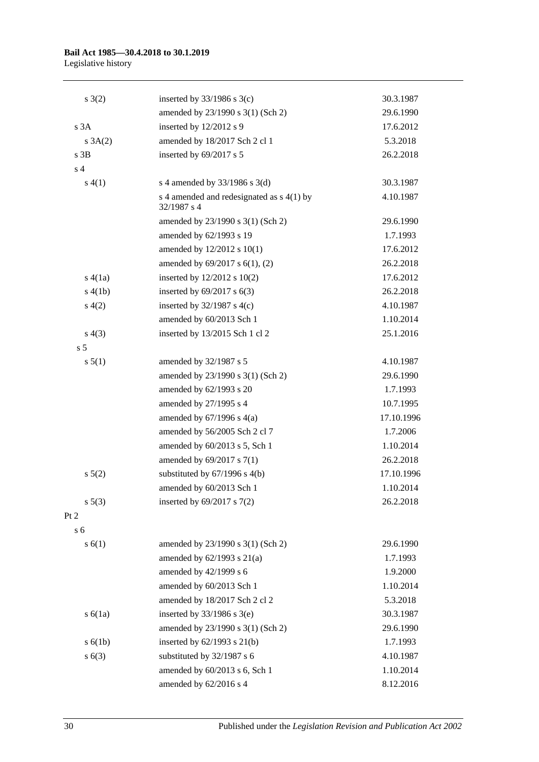| | | |
|---|---|---|
| s 3(2) | inserted by 33/1986 s 3(c) | 30.3.1987 |
| | amended by 23/1990 s 3(1) (Sch 2) | 29.6.1990 |
| s 3A | inserted by 12/2012 s 9 | 17.6.2012 |
| s 3A(2) | amended by 18/2017 Sch 2 cl 1 | 5.3.2018 |
| s 3B | inserted by 69/2017 s 5 | 26.2.2018 |
| s 4 | | |
| s 4(1) | s 4 amended by 33/1986 s 3(d) | 30.3.1987 |
| | s 4 amended and redesignated as s 4(1) by 32/1987 s 4 | 4.10.1987 |
| | amended by 23/1990 s 3(1) (Sch 2) | 29.6.1990 |
| | amended by 62/1993 s 19 | 1.7.1993 |
| | amended by 12/2012 s 10(1) | 17.6.2012 |
| | amended by 69/2017 s 6(1), (2) | 26.2.2018 |
| s 4(1a) | inserted by 12/2012 s 10(2) | 17.6.2012 |
| s 4(1b) | inserted by 69/2017 s 6(3) | 26.2.2018 |
| s 4(2) | inserted by 32/1987 s 4(c) | 4.10.1987 |
| | amended by 60/2013 Sch 1 | 1.10.2014 |
| s 4(3) | inserted by 13/2015 Sch 1 cl 2 | 25.1.2016 |
| s 5 | | |
| s 5(1) | amended by 32/1987 s 5 | 4.10.1987 |
| | amended by 23/1990 s 3(1) (Sch 2) | 29.6.1990 |
| | amended by 62/1993 s 20 | 1.7.1993 |
| | amended by 27/1995 s 4 | 10.7.1995 |
| | amended by 67/1996 s 4(a) | 17.10.1996 |
| | amended by 56/2005 Sch 2 cl 7 | 1.7.2006 |
| | amended by 60/2013 s 5, Sch 1 | 1.10.2014 |
| | amended by 69/2017 s 7(1) | 26.2.2018 |
| s 5(2) | substituted by 67/1996 s 4(b) | 17.10.1996 |
| | amended by 60/2013 Sch 1 | 1.10.2014 |
| s 5(3) | inserted by 69/2017 s 7(2) | 26.2.2018 |
| Pt 2 | | |
| s 6 | | |
| s 6(1) | amended by 23/1990 s 3(1) (Sch 2) | 29.6.1990 |
| | amended by 62/1993 s 21(a) | 1.7.1993 |
| | amended by 42/1999 s 6 | 1.9.2000 |
| | amended by 60/2013 Sch 1 | 1.10.2014 |
| | amended by 18/2017 Sch 2 cl 2 | 5.3.2018 |
| s 6(1a) | inserted by 33/1986 s 3(e) | 30.3.1987 |
| | amended by 23/1990 s 3(1) (Sch 2) | 29.6.1990 |
| s 6(1b) | inserted by 62/1993 s 21(b) | 1.7.1993 |
| s 6(3) | substituted by 32/1987 s 6 | 4.10.1987 |
| | amended by 60/2013 s 6, Sch 1 | 1.10.2014 |
| | amended by 62/2016 s 4 | 8.12.2016 |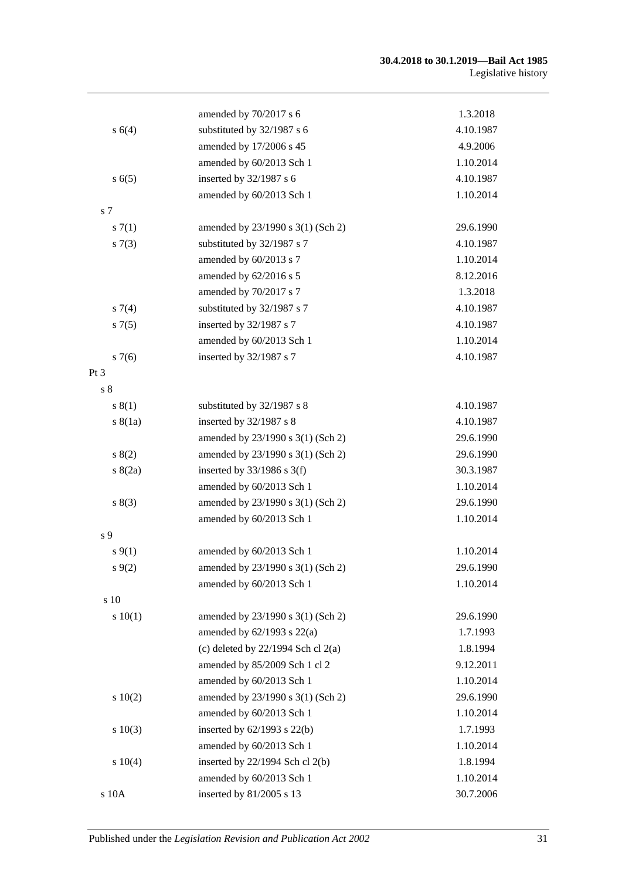| | | |
|---|---|---|
| | amended by 70/2017 s 6 | 1.3.2018 |
| s 6(4) | substituted by 32/1987 s 6 | 4.10.1987 |
| | amended by 17/2006 s 45 | 4.9.2006 |
| | amended by 60/2013 Sch 1 | 1.10.2014 |
| s 6(5) | inserted by 32/1987 s 6 | 4.10.1987 |
| | amended by 60/2013 Sch 1 | 1.10.2014 |
| s 7 | | |
| s 7(1) | amended by 23/1990 s 3(1) (Sch 2) | 29.6.1990 |
| s 7(3) | substituted by 32/1987 s 7 | 4.10.1987 |
| | amended by 60/2013 s 7 | 1.10.2014 |
| | amended by 62/2016 s 5 | 8.12.2016 |
| | amended by 70/2017 s 7 | 1.3.2018 |
| s 7(4) | substituted by 32/1987 s 7 | 4.10.1987 |
| s 7(5) | inserted by 32/1987 s 7 | 4.10.1987 |
| | amended by 60/2013 Sch 1 | 1.10.2014 |
| s 7(6) | inserted by 32/1987 s 7 | 4.10.1987 |
| Pt 3 | | |
| s 8 | | |
| s 8(1) | substituted by 32/1987 s 8 | 4.10.1987 |
| s 8(1a) | inserted by 32/1987 s 8 | 4.10.1987 |
| | amended by 23/1990 s 3(1) (Sch 2) | 29.6.1990 |
| s 8(2) | amended by 23/1990 s 3(1) (Sch 2) | 29.6.1990 |
| s 8(2a) | inserted by 33/1986 s 3(f) | 30.3.1987 |
| | amended by 60/2013 Sch 1 | 1.10.2014 |
| s 8(3) | amended by 23/1990 s 3(1) (Sch 2) | 29.6.1990 |
| | amended by 60/2013 Sch 1 | 1.10.2014 |
| s 9 | | |
| s 9(1) | amended by 60/2013 Sch 1 | 1.10.2014 |
| s 9(2) | amended by 23/1990 s 3(1) (Sch 2) | 29.6.1990 |
| | amended by 60/2013 Sch 1 | 1.10.2014 |
| s 10 | | |
| s 10(1) | amended by 23/1990 s 3(1) (Sch 2) | 29.6.1990 |
| | amended by 62/1993 s 22(a) | 1.7.1993 |
| | (c) deleted by 22/1994 Sch cl 2(a) | 1.8.1994 |
| | amended by 85/2009 Sch 1 cl 2 | 9.12.2011 |
| | amended by 60/2013 Sch 1 | 1.10.2014 |
| s 10(2) | amended by 23/1990 s 3(1) (Sch 2) | 29.6.1990 |
| | amended by 60/2013 Sch 1 | 1.10.2014 |
| s 10(3) | inserted by 62/1993 s 22(b) | 1.7.1993 |
| | amended by 60/2013 Sch 1 | 1.10.2014 |
| s 10(4) | inserted by 22/1994 Sch cl 2(b) | 1.8.1994 |
| | amended by 60/2013 Sch 1 | 1.10.2014 |
| s 10A | inserted by 81/2005 s 13 | 30.7.2006 |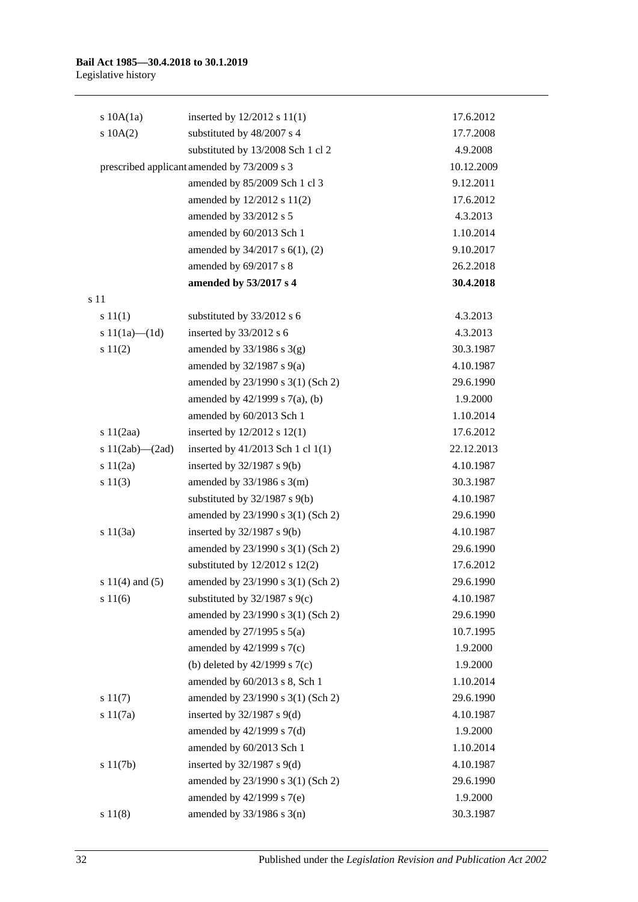| | | |
|---|---|---|
| s 10A(1a) | inserted by 12/2012 s 11(1) | 17.6.2012 |
| s 10A(2) | substituted by 48/2007 s 4 | 17.7.2008 |
| | substituted by 13/2008 Sch 1 cl 2 | 4.9.2008 |
| prescribed applicant | amended by 73/2009 s 3 | 10.12.2009 |
| | amended by 85/2009 Sch 1 cl 3 | 9.12.2011 |
| | amended by 12/2012 s 11(2) | 17.6.2012 |
| | amended by 33/2012 s 5 | 4.3.2013 |
| | amended by 60/2013 Sch 1 | 1.10.2014 |
| | amended by 34/2017 s 6(1), (2) | 9.10.2017 |
| | amended by 69/2017 s 8 | 26.2.2018 |
| | **amended by 53/2017 s 4** | **30.4.2018** |
| s 11 | | |
| s 11(1) | substituted by 33/2012 s 6 | 4.3.2013 |
| s 11(1a)—(1d) | inserted by 33/2012 s 6 | 4.3.2013 |
| s 11(2) | amended by 33/1986 s 3(g) | 30.3.1987 |
| | amended by 32/1987 s 9(a) | 4.10.1987 |
| | amended by 23/1990 s 3(1) (Sch 2) | 29.6.1990 |
| | amended by 42/1999 s 7(a), (b) | 1.9.2000 |
| | amended by 60/2013 Sch 1 | 1.10.2014 |
| s 11(2aa) | inserted by 12/2012 s 12(1) | 17.6.2012 |
| s 11(2ab)—(2ad) | inserted by 41/2013 Sch 1 cl 1(1) | 22.12.2013 |
| s 11(2a) | inserted by 32/1987 s 9(b) | 4.10.1987 |
| s 11(3) | amended by 33/1986 s 3(m) | 30.3.1987 |
| | substituted by 32/1987 s 9(b) | 4.10.1987 |
| | amended by 23/1990 s 3(1) (Sch 2) | 29.6.1990 |
| s 11(3a) | inserted by 32/1987 s 9(b) | 4.10.1987 |
| | amended by 23/1990 s 3(1) (Sch 2) | 29.6.1990 |
| | substituted by 12/2012 s 12(2) | 17.6.2012 |
| s 11(4) and (5) | amended by 23/1990 s 3(1) (Sch 2) | 29.6.1990 |
| s 11(6) | substituted by 32/1987 s 9(c) | 4.10.1987 |
| | amended by 23/1990 s 3(1) (Sch 2) | 29.6.1990 |
| | amended by 27/1995 s 5(a) | 10.7.1995 |
| | amended by 42/1999 s 7(c) | 1.9.2000 |
| | (b) deleted by 42/1999 s 7(c) | 1.9.2000 |
| | amended by 60/2013 s 8, Sch 1 | 1.10.2014 |
| s 11(7) | amended by 23/1990 s 3(1) (Sch 2) | 29.6.1990 |
| s 11(7a) | inserted by 32/1987 s 9(d) | 4.10.1987 |
| | amended by 42/1999 s 7(d) | 1.9.2000 |
| | amended by 60/2013 Sch 1 | 1.10.2014 |
| s 11(7b) | inserted by 32/1987 s 9(d) | 4.10.1987 |
| | amended by 23/1990 s 3(1) (Sch 2) | 29.6.1990 |
| | amended by 42/1999 s 7(e) | 1.9.2000 |
| s 11(8) | amended by 33/1986 s 3(n) | 30.3.1987 |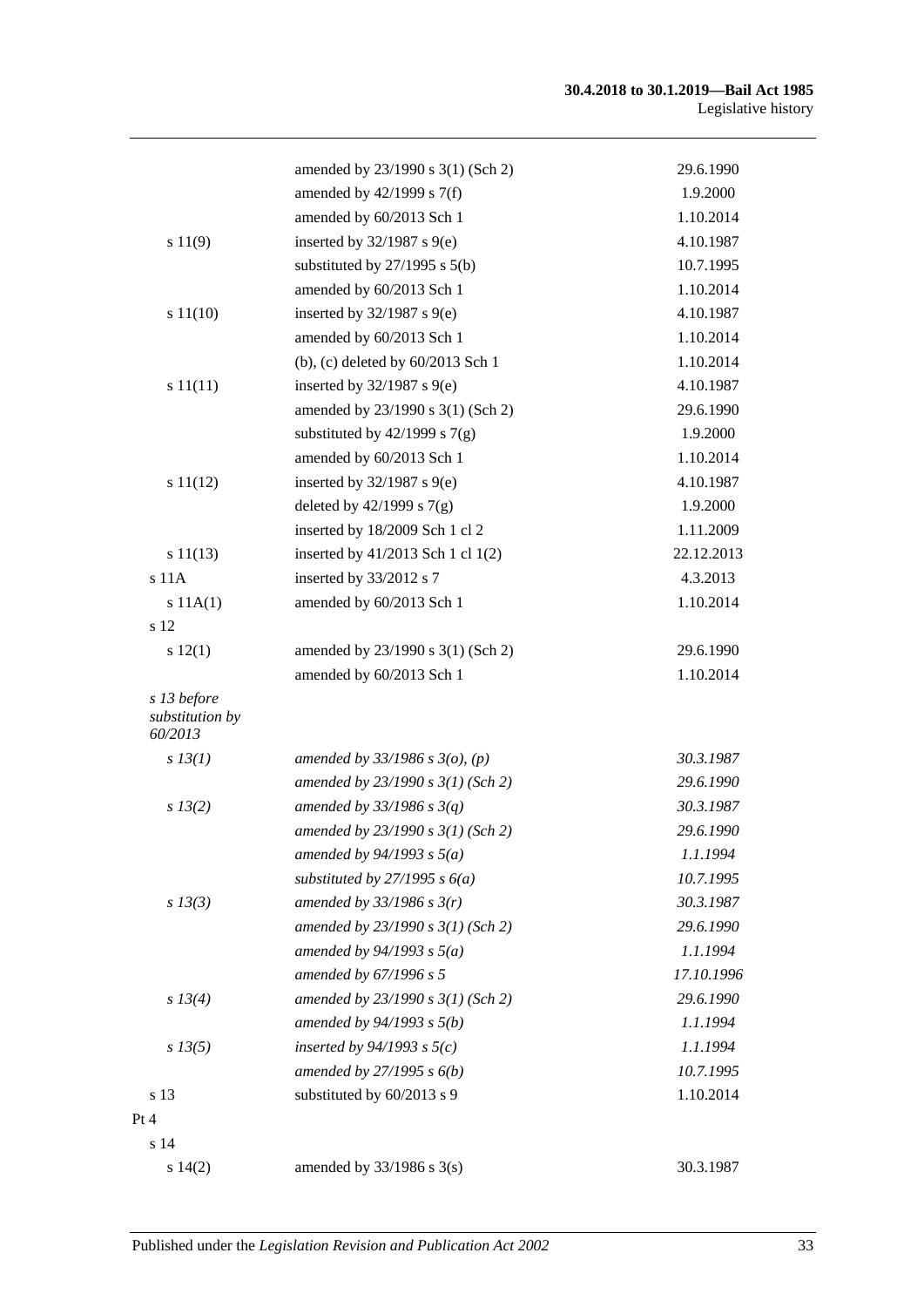| | | |
|---|---|---|
| | amended by 23/1990 s 3(1) (Sch 2) | 29.6.1990 |
| | amended by 42/1999 s 7(f) | 1.9.2000 |
| | amended by 60/2013 Sch 1 | 1.10.2014 |
| s 11(9) | inserted by 32/1987 s 9(e) | 4.10.1987 |
| | substituted by 27/1995 s 5(b) | 10.7.1995 |
| | amended by 60/2013 Sch 1 | 1.10.2014 |
| s 11(10) | inserted by 32/1987 s 9(e) | 4.10.1987 |
| | amended by 60/2013 Sch 1 | 1.10.2014 |
| | (b), (c) deleted by 60/2013 Sch 1 | 1.10.2014 |
| s 11(11) | inserted by 32/1987 s 9(e) | 4.10.1987 |
| | amended by 23/1990 s 3(1) (Sch 2) | 29.6.1990 |
| | substituted by 42/1999 s 7(g) | 1.9.2000 |
| | amended by 60/2013 Sch 1 | 1.10.2014 |
| s 11(12) | inserted by 32/1987 s 9(e) | 4.10.1987 |
| | deleted by 42/1999 s 7(g) | 1.9.2000 |
| | inserted by 18/2009 Sch 1 cl 2 | 1.11.2009 |
| s 11(13) | inserted by 41/2013 Sch 1 cl 1(2) | 22.12.2013 |
| s 11A | inserted by 33/2012 s 7 | 4.3.2013 |
| s 11A(1) | amended by 60/2013 Sch 1 | 1.10.2014 |
| s 12 | | |
| s 12(1) | amended by 23/1990 s 3(1) (Sch 2) | 29.6.1990 |
| | amended by 60/2013 Sch 1 | 1.10.2014 |
| *s 13 before substitution by 60/2013* | | |
| *s 13(1)* | *amended by 33/1986 s 3(o), (p)* | *30.3.1987* |
| | *amended by 23/1990 s 3(1) (Sch 2)* | *29.6.1990* |
| *s 13(2)* | *amended by 33/1986 s 3(q)* | *30.3.1987* |
| | *amended by 23/1990 s 3(1) (Sch 2)* | *29.6.1990* |
| | *amended by 94/1993 s 5(a)* | *1.1.1994* |
| | *substituted by 27/1995 s 6(a)* | *10.7.1995* |
| *s 13(3)* | *amended by 33/1986 s 3(r)* | *30.3.1987* |
| | *amended by 23/1990 s 3(1) (Sch 2)* | *29.6.1990* |
| | *amended by 94/1993 s 5(a)* | *1.1.1994* |
| | *amended by 67/1996 s 5* | *17.10.1996* |
| *s 13(4)* | *amended by 23/1990 s 3(1) (Sch 2)* | *29.6.1990* |
| | *amended by 94/1993 s 5(b)* | *1.1.1994* |
| *s 13(5)* | *inserted by 94/1993 s 5(c)* | *1.1.1994* |
| | *amended by 27/1995 s 6(b)* | *10.7.1995* |
| s 13 | substituted by 60/2013 s 9 | 1.10.2014 |
| Pt 4 | | |
| s 14 | | |
| s 14(2) | amended by 33/1986 s 3(s) | 30.3.1987 |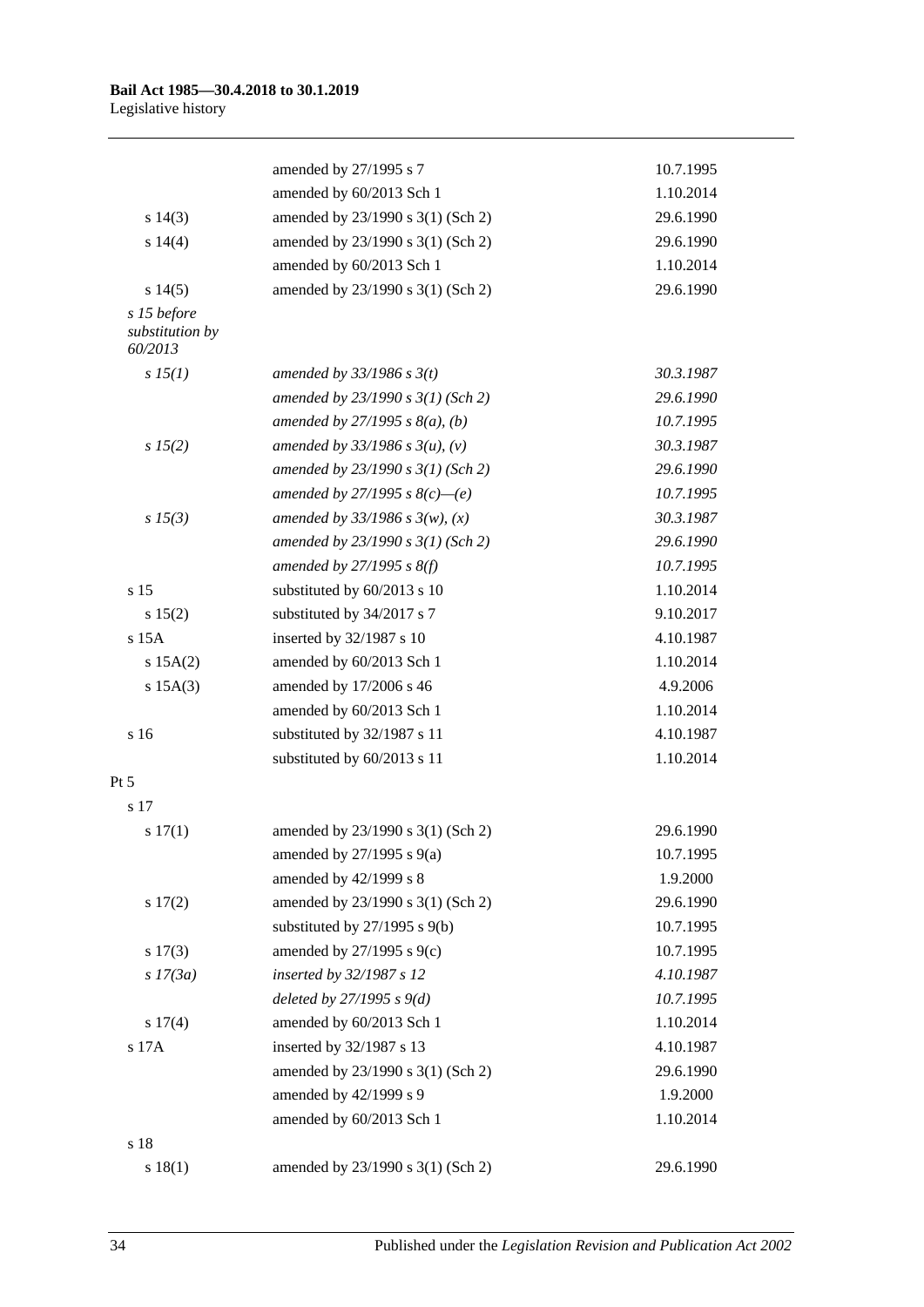| | | |
|---|---|---|
| | amended by 27/1995 s 7 | 10.7.1995 |
| | amended by 60/2013 Sch 1 | 1.10.2014 |
| s 14(3) | amended by 23/1990 s 3(1) (Sch 2) | 29.6.1990 |
| s 14(4) | amended by 23/1990 s 3(1) (Sch 2) | 29.6.1990 |
| | amended by 60/2013 Sch 1 | 1.10.2014 |
| s 14(5) | amended by 23/1990 s 3(1) (Sch 2) | 29.6.1990 |
| *s 15 before substitution by 60/2013* | | |
| *s 15(1)* | *amended by 33/1986 s 3(t)* | *30.3.1987* |
| | *amended by 23/1990 s 3(1) (Sch 2)* | *29.6.1990* |
| | *amended by 27/1995 s 8(a), (b)* | *10.7.1995* |
| *s 15(2)* | *amended by 33/1986 s 3(u), (v)* | *30.3.1987* |
| | *amended by 23/1990 s 3(1) (Sch 2)* | *29.6.1990* |
| | *amended by 27/1995 s 8(c)—(e)* | *10.7.1995* |
| *s 15(3)* | *amended by 33/1986 s 3(w), (x)* | *30.3.1987* |
| | *amended by 23/1990 s 3(1) (Sch 2)* | *29.6.1990* |
| | *amended by 27/1995 s 8(f)* | *10.7.1995* |
| s 15 | substituted by 60/2013 s 10 | 1.10.2014 |
| s 15(2) | substituted by 34/2017 s 7 | 9.10.2017 |
| s 15A | inserted by 32/1987 s 10 | 4.10.1987 |
| s 15A(2) | amended by 60/2013 Sch 1 | 1.10.2014 |
| s 15A(3) | amended by 17/2006 s 46 | 4.9.2006 |
| | amended by 60/2013 Sch 1 | 1.10.2014 |
| s 16 | substituted by 32/1987 s 11 | 4.10.1987 |
| | substituted by 60/2013 s 11 | 1.10.2014 |
| Pt 5 | | |
| s 17 | | |
| s 17(1) | amended by 23/1990 s 3(1) (Sch 2) | 29.6.1990 |
| | amended by 27/1995 s 9(a) | 10.7.1995 |
| | amended by 42/1999 s 8 | 1.9.2000 |
| s 17(2) | amended by 23/1990 s 3(1) (Sch 2) | 29.6.1990 |
| | substituted by 27/1995 s 9(b) | 10.7.1995 |
| s 17(3) | amended by 27/1995 s 9(c) | 10.7.1995 |
| *s 17(3a)* | *inserted by 32/1987 s 12* | *4.10.1987* |
| | *deleted by 27/1995 s 9(d)* | *10.7.1995* |
| s 17(4) | amended by 60/2013 Sch 1 | 1.10.2014 |
| s 17A | inserted by 32/1987 s 13 | 4.10.1987 |
| | amended by 23/1990 s 3(1) (Sch 2) | 29.6.1990 |
| | amended by 42/1999 s 9 | 1.9.2000 |
| | amended by 60/2013 Sch 1 | 1.10.2014 |
| s 18 | | |
| s 18(1) | amended by 23/1990 s 3(1) (Sch 2) | 29.6.1990 |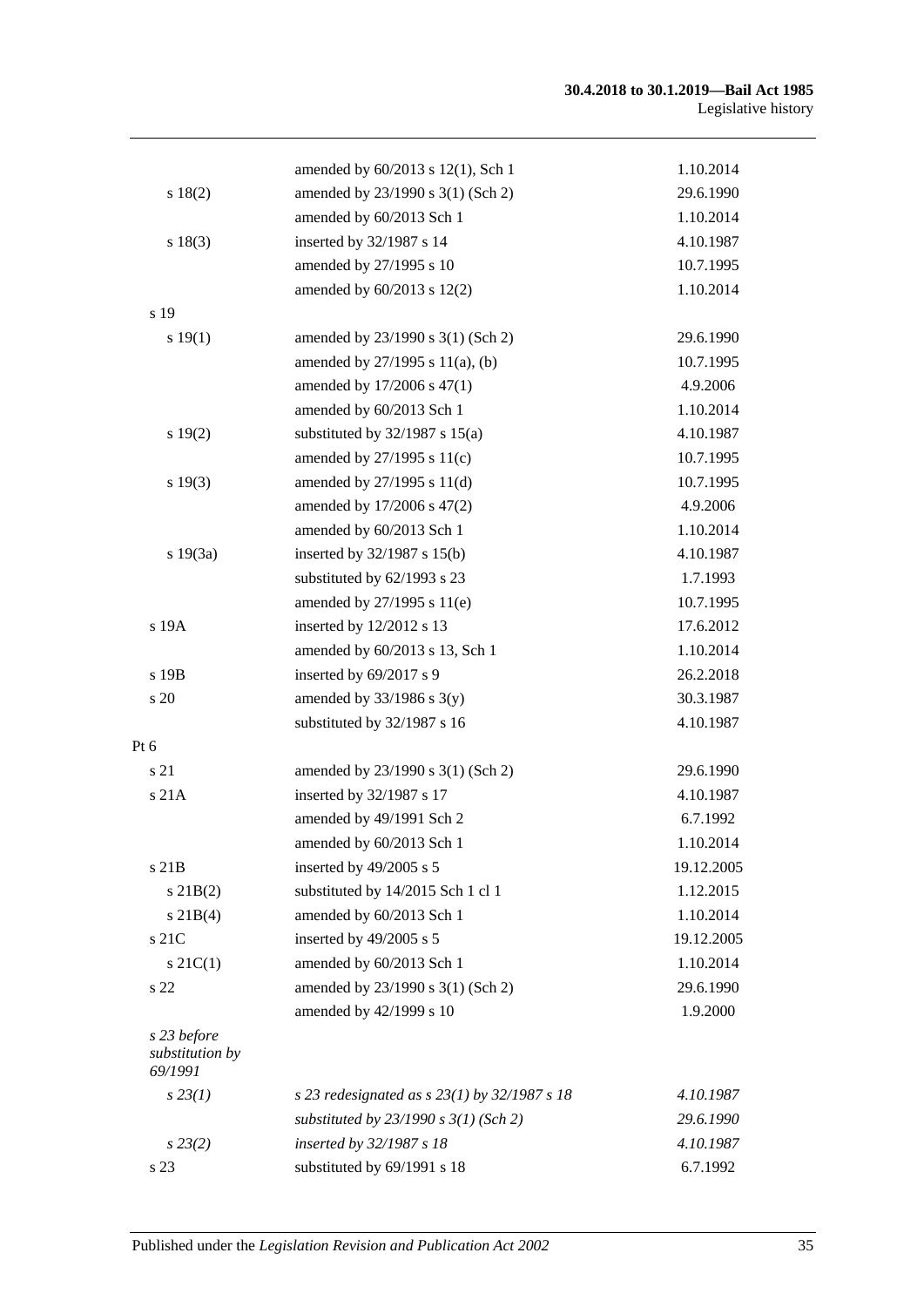| | | |
|---|---|---|
| | amended by 60/2013 s 12(1), Sch 1 | 1.10.2014 |
| s 18(2) | amended by 23/1990 s 3(1) (Sch 2) | 29.6.1990 |
| | amended by 60/2013 Sch 1 | 1.10.2014 |
| s 18(3) | inserted by 32/1987 s 14 | 4.10.1987 |
| | amended by 27/1995 s 10 | 10.7.1995 |
| | amended by 60/2013 s 12(2) | 1.10.2014 |
| s 19 | | |
| s 19(1) | amended by 23/1990 s 3(1) (Sch 2) | 29.6.1990 |
| | amended by 27/1995 s 11(a), (b) | 10.7.1995 |
| | amended by 17/2006 s 47(1) | 4.9.2006 |
| | amended by 60/2013 Sch 1 | 1.10.2014 |
| s 19(2) | substituted by 32/1987 s 15(a) | 4.10.1987 |
| | amended by 27/1995 s 11(c) | 10.7.1995 |
| s 19(3) | amended by 27/1995 s 11(d) | 10.7.1995 |
| | amended by 17/2006 s 47(2) | 4.9.2006 |
| | amended by 60/2013 Sch 1 | 1.10.2014 |
| s 19(3a) | inserted by 32/1987 s 15(b) | 4.10.1987 |
| | substituted by 62/1993 s 23 | 1.7.1993 |
| | amended by 27/1995 s 11(e) | 10.7.1995 |
| s 19A | inserted by 12/2012 s 13 | 17.6.2012 |
| | amended by 60/2013 s 13, Sch 1 | 1.10.2014 |
| s 19B | inserted by 69/2017 s 9 | 26.2.2018 |
| s 20 | amended by 33/1986 s 3(y) | 30.3.1987 |
| | substituted by 32/1987 s 16 | 4.10.1987 |
| Pt 6 | | |
| s 21 | amended by 23/1990 s 3(1) (Sch 2) | 29.6.1990 |
| s 21A | inserted by 32/1987 s 17 | 4.10.1987 |
| | amended by 49/1991 Sch 2 | 6.7.1992 |
| | amended by 60/2013 Sch 1 | 1.10.2014 |
| s 21B | inserted by 49/2005 s 5 | 19.12.2005 |
| s 21B(2) | substituted by 14/2015 Sch 1 cl 1 | 1.12.2015 |
| s 21B(4) | amended by 60/2013 Sch 1 | 1.10.2014 |
| s 21C | inserted by 49/2005 s 5 | 19.12.2005 |
| s 21C(1) | amended by 60/2013 Sch 1 | 1.10.2014 |
| s 22 | amended by 23/1990 s 3(1) (Sch 2) | 29.6.1990 |
| | amended by 42/1999 s 10 | 1.9.2000 |
| *s 23 before substitution by 69/1991* | | |
| *s 23(1)* | *s 23 redesignated as s 23(1) by 32/1987 s 18* | *4.10.1987* |
| | *substituted by 23/1990 s 3(1) (Sch 2)* | *29.6.1990* |
| *s 23(2)* | *inserted by 32/1987 s 18* | *4.10.1987* |
| s 23 | substituted by 69/1991 s 18 | 6.7.1992 |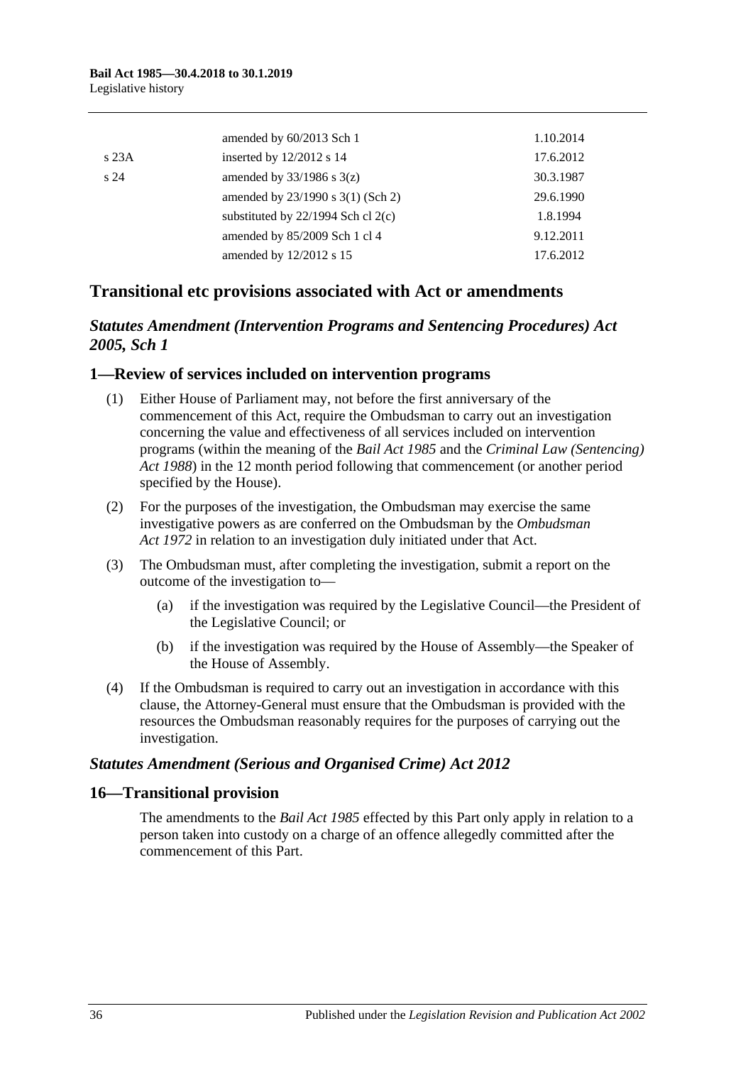| | | |
|---|---|---|
| | amended by 60/2013 Sch 1 | 1.10.2014 |
| s 23A | inserted by 12/2012 s 14 | 17.6.2012 |
| s 24 | amended by 33/1986 s 3(z) | 30.3.1987 |
| | amended by 23/1990 s 3(1) (Sch 2) | 29.6.1990 |
| | substituted by 22/1994 Sch cl 2(c) | 1.8.1994 |
| | amended by 85/2009 Sch 1 cl 4 | 9.12.2011 |
| | amended by 12/2012 s 15 | 17.6.2012 |

## Transitional etc provisions associated with Act or amendments

### *Statutes Amendment (Intervention Programs and Sentencing Procedures) Act 2005, Sch 1*

### 1—Review of services included on intervention programs

(1) Either House of Parliament may, not before the first anniversary of the commencement of this Act, require the Ombudsman to carry out an investigation concerning the value and effectiveness of all services included on intervention programs (within the meaning of the *Bail Act 1985* and the *Criminal Law (Sentencing) Act 1988*) in the 12 month period following that commencement (or another period specified by the House).

(2) For the purposes of the investigation, the Ombudsman may exercise the same investigative powers as are conferred on the Ombudsman by the *Ombudsman Act 1972* in relation to an investigation duly initiated under that Act.

(3) The Ombudsman must, after completing the investigation, submit a report on the outcome of the investigation to—

(a) if the investigation was required by the Legislative Council—the President of the Legislative Council; or

(b) if the investigation was required by the House of Assembly—the Speaker of the House of Assembly.

(4) If the Ombudsman is required to carry out an investigation in accordance with this clause, the Attorney-General must ensure that the Ombudsman is provided with the resources the Ombudsman reasonably requires for the purposes of carrying out the investigation.

### *Statutes Amendment (Serious and Organised Crime) Act 2012*

### 16—Transitional provision

The amendments to the *Bail Act 1985* effected by this Part only apply in relation to a person taken into custody on a charge of an offence allegedly committed after the commencement of this Part.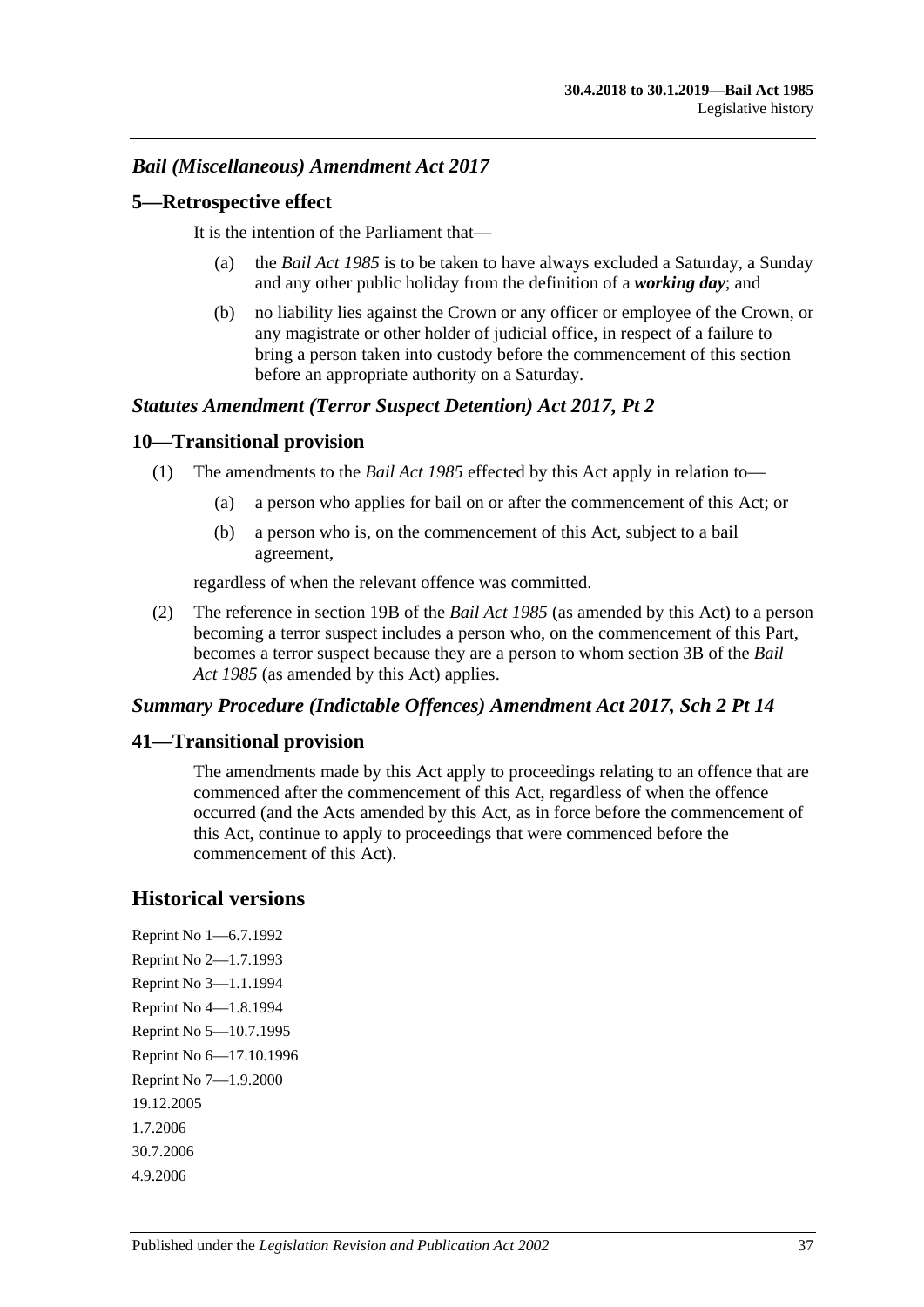### *Bail (Miscellaneous) Amendment Act 2017*

## 5—Retrospective effect

It is the intention of the Parliament that—

(a) the *Bail Act 1985* is to be taken to have always excluded a Saturday, a Sunday and any other public holiday from the definition of a ***working day***; and

(b) no liability lies against the Crown or any officer or employee of the Crown, or any magistrate or other holder of judicial office, in respect of a failure to bring a person taken into custody before the commencement of this section before an appropriate authority on a Saturday.

### *Statutes Amendment (Terror Suspect Detention) Act 2017, Pt 2*

## 10—Transitional provision

(1) The amendments to the *Bail Act 1985* effected by this Act apply in relation to—

(a) a person who applies for bail on or after the commencement of this Act; or

(b) a person who is, on the commencement of this Act, subject to a bail agreement,

regardless of when the relevant offence was committed.

(2) The reference in section 19B of the *Bail Act 1985* (as amended by this Act) to a person becoming a terror suspect includes a person who, on the commencement of this Part, becomes a terror suspect because they are a person to whom section 3B of the *Bail Act 1985* (as amended by this Act) applies.

### *Summary Procedure (Indictable Offences) Amendment Act 2017, Sch 2 Pt 14*

## 41—Transitional provision

The amendments made by this Act apply to proceedings relating to an offence that are commenced after the commencement of this Act, regardless of when the offence occurred (and the Acts amended by this Act, as in force before the commencement of this Act, continue to apply to proceedings that were commenced before the commencement of this Act).

# Historical versions

Reprint No 1—6.7.1992
Reprint No 2—1.7.1993
Reprint No 3—1.1.1994
Reprint No 4—1.8.1994
Reprint No 5—10.7.1995
Reprint No 6—17.10.1996
Reprint No 7—1.9.2000
19.12.2005
1.7.2006
30.7.2006
4.9.2006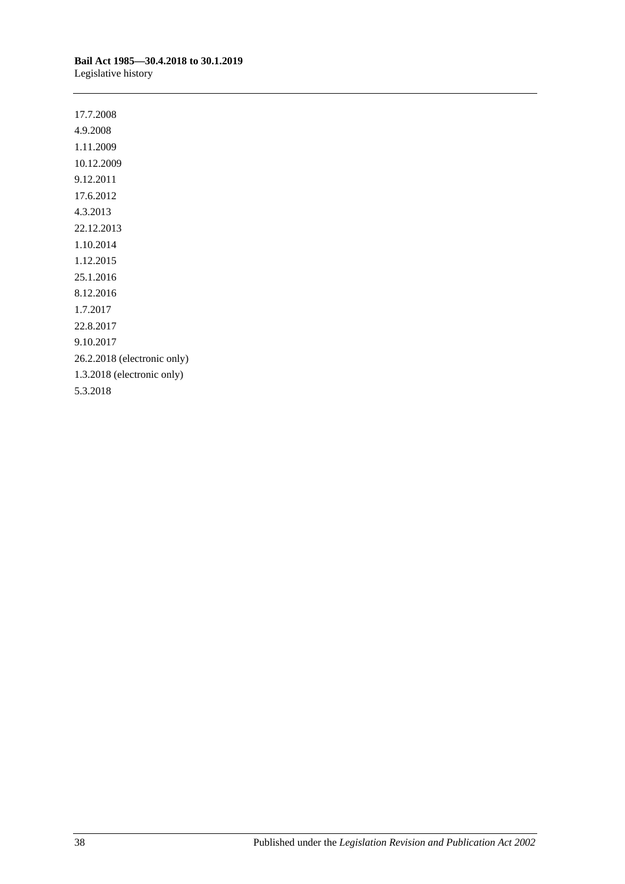17.7.2008

4.9.2008

1.11.2009

10.12.2009

9.12.2011

17.6.2012

4.3.2013

22.12.2013

1.10.2014

1.12.2015

25.1.2016

8.12.2016

1.7.2017

22.8.2017

9.10.2017

26.2.2018 (electronic only)

1.3.2018 (electronic only)

5.3.2018